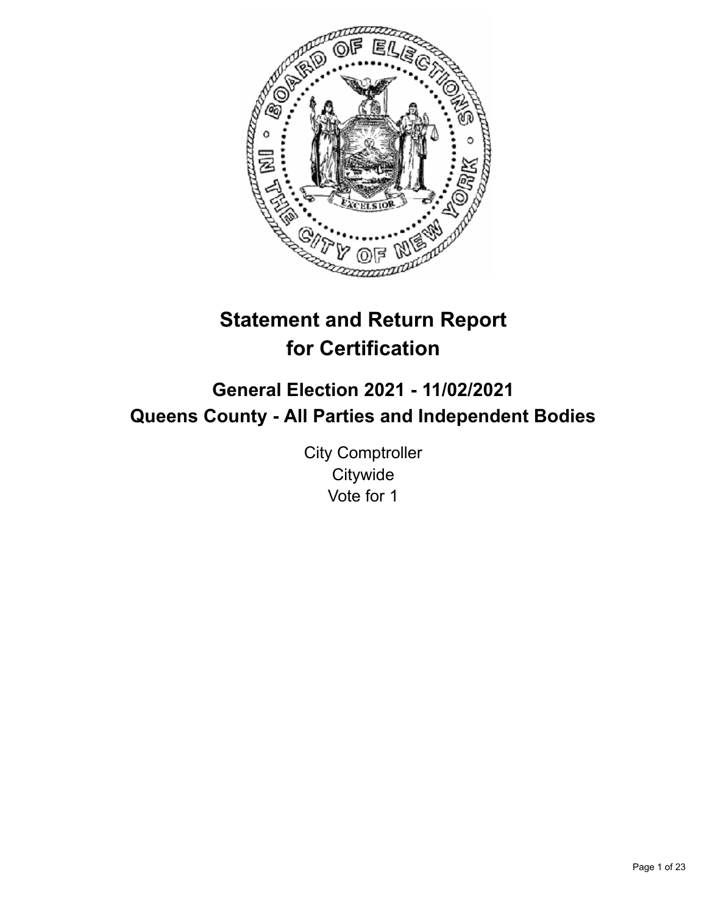# Statement and Return Report for Certification

## General Election 2021 - 11/02/2021
## Queens County - All Parties and Independent Bodies

City Comptroller
Citywide
Vote for 1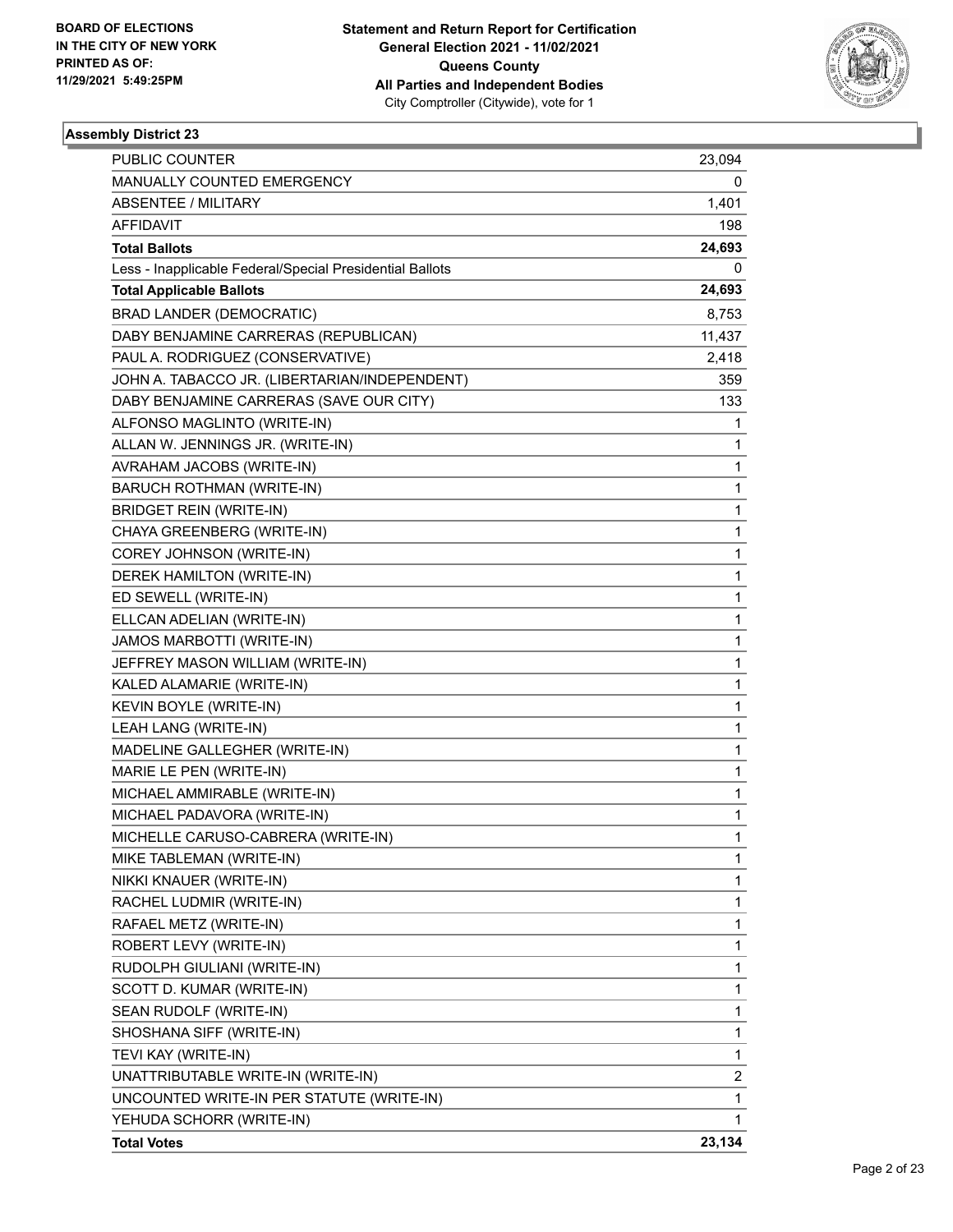BOARD OF ELECTIONS
IN THE CITY OF NEW YORK
PRINTED AS OF:
11/29/2021 5:49:25PM

**Statement and Return Report for Certification**
**General Election 2021 - 11/02/2021**
**Queens County**
**All Parties and Independent Bodies**
City Comptroller (Citywide), vote for 1

### Assembly District 23

| | |
|---|---|
| PUBLIC COUNTER | 23,094 |
| MANUALLY COUNTED EMERGENCY | 0 |
| ABSENTEE / MILITARY | 1,401 |
| AFFIDAVIT | 198 |
| **Total Ballots** | **24,693** |
| Less - Inapplicable Federal/Special Presidential Ballots | 0 |
| **Total Applicable Ballots** | **24,693** |
| BRAD LANDER (DEMOCRATIC) | 8,753 |
| DABY BENJAMINE CARRERAS (REPUBLICAN) | 11,437 |
| PAUL A. RODRIGUEZ (CONSERVATIVE) | 2,418 |
| JOHN A. TABACCO JR. (LIBERTARIAN/INDEPENDENT) | 359 |
| DABY BENJAMINE CARRERAS (SAVE OUR CITY) | 133 |
| ALFONSO MAGLINTO (WRITE-IN) | 1 |
| ALLAN W. JENNINGS JR. (WRITE-IN) | 1 |
| AVRAHAM JACOBS (WRITE-IN) | 1 |
| BARUCH ROTHMAN (WRITE-IN) | 1 |
| BRIDGET REIN (WRITE-IN) | 1 |
| CHAYA GREENBERG (WRITE-IN) | 1 |
| COREY JOHNSON (WRITE-IN) | 1 |
| DEREK HAMILTON (WRITE-IN) | 1 |
| ED SEWELL (WRITE-IN) | 1 |
| ELLCAN ADELIAN (WRITE-IN) | 1 |
| JAMOS MARBOTTI (WRITE-IN) | 1 |
| JEFFREY MASON WILLIAM (WRITE-IN) | 1 |
| KALED ALAMARIE (WRITE-IN) | 1 |
| KEVIN BOYLE (WRITE-IN) | 1 |
| LEAH LANG (WRITE-IN) | 1 |
| MADELINE GALLEGHER (WRITE-IN) | 1 |
| MARIE LE PEN (WRITE-IN) | 1 |
| MICHAEL AMMIRABLE (WRITE-IN) | 1 |
| MICHAEL PADAVORA (WRITE-IN) | 1 |
| MICHELLE CARUSO-CABRERA (WRITE-IN) | 1 |
| MIKE TABLEMAN (WRITE-IN) | 1 |
| NIKKI KNAUER (WRITE-IN) | 1 |
| RACHEL LUDMIR (WRITE-IN) | 1 |
| RAFAEL METZ (WRITE-IN) | 1 |
| ROBERT LEVY (WRITE-IN) | 1 |
| RUDOLPH GIULIANI (WRITE-IN) | 1 |
| SCOTT D. KUMAR (WRITE-IN) | 1 |
| SEAN RUDOLF (WRITE-IN) | 1 |
| SHOSHANA SIFF (WRITE-IN) | 1 |
| TEVI KAY (WRITE-IN) | 1 |
| UNATTRIBUTABLE WRITE-IN (WRITE-IN) | 2 |
| UNCOUNTED WRITE-IN PER STATUTE (WRITE-IN) | 1 |
| YEHUDA SCHORR (WRITE-IN) | 1 |
| **Total Votes** | **23,134** |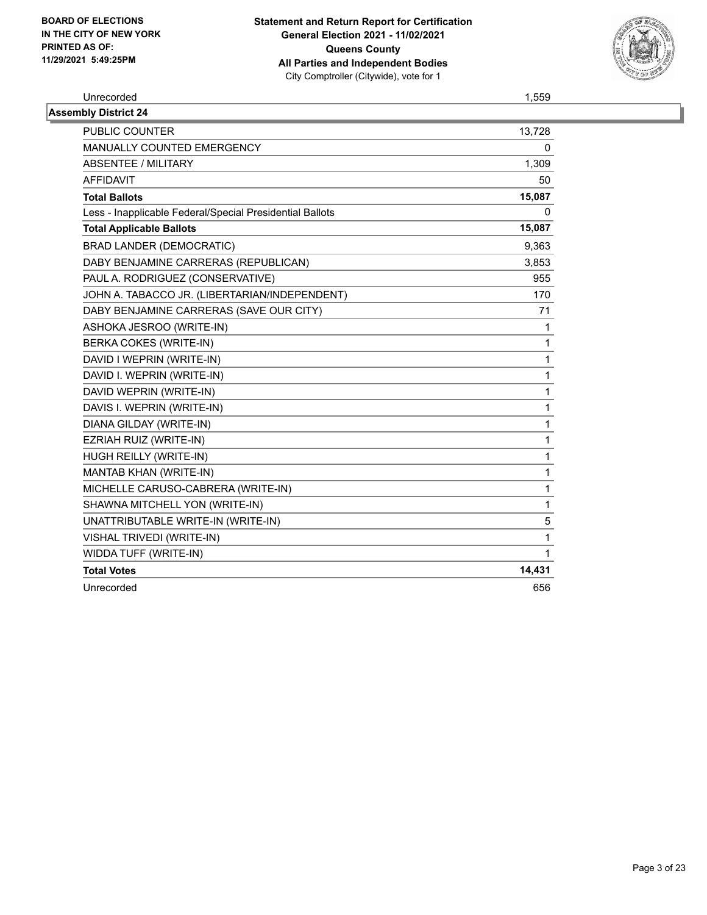| Unrecorded | 1,559 |
|---|---|

**Assembly District 24**

| | |
|---|---|
| PUBLIC COUNTER | 13,728 |
| MANUALLY COUNTED EMERGENCY | 0 |
| ABSENTEE / MILITARY | 1,309 |
| AFFIDAVIT | 50 |
| **Total Ballots** | **15,087** |
| Less - Inapplicable Federal/Special Presidential Ballots | 0 |
| **Total Applicable Ballots** | **15,087** |
| BRAD LANDER (DEMOCRATIC) | 9,363 |
| DABY BENJAMINE CARRERAS (REPUBLICAN) | 3,853 |
| PAUL A. RODRIGUEZ (CONSERVATIVE) | 955 |
| JOHN A. TABACCO JR. (LIBERTARIAN/INDEPENDENT) | 170 |
| DABY BENJAMINE CARRERAS (SAVE OUR CITY) | 71 |
| ASHOKA JESROO (WRITE-IN) | 1 |
| BERKA COKES (WRITE-IN) | 1 |
| DAVID I WEPRIN (WRITE-IN) | 1 |
| DAVID I. WEPRIN (WRITE-IN) | 1 |
| DAVID WEPRIN (WRITE-IN) | 1 |
| DAVIS I. WEPRIN (WRITE-IN) | 1 |
| DIANA GILDAY (WRITE-IN) | 1 |
| EZRIAH RUIZ (WRITE-IN) | 1 |
| HUGH REILLY (WRITE-IN) | 1 |
| MANTAB KHAN (WRITE-IN) | 1 |
| MICHELLE CARUSO-CABRERA (WRITE-IN) | 1 |
| SHAWNA MITCHELL YON (WRITE-IN) | 1 |
| UNATTRIBUTABLE WRITE-IN (WRITE-IN) | 5 |
| VISHAL TRIVEDI (WRITE-IN) | 1 |
| WIDDA TUFF (WRITE-IN) | 1 |
| **Total Votes** | **14,431** |
| Unrecorded | 656 |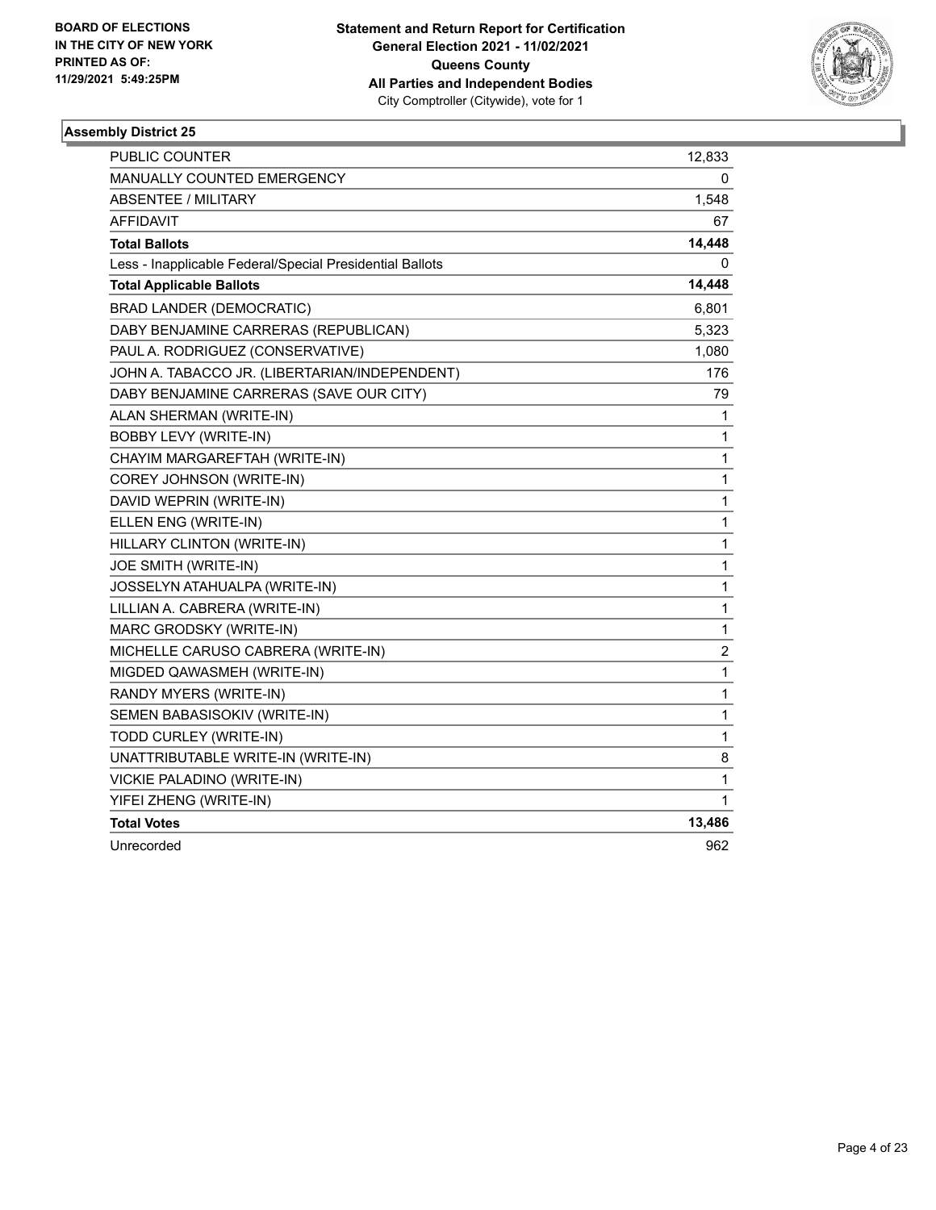**BOARD OF ELECTIONS IN THE CITY OF NEW YORK PRINTED AS OF: 11/29/2021 5:49:25PM**

**Statement and Return Report for Certification General Election 2021 - 11/02/2021 Queens County All Parties and Independent Bodies**
City Comptroller (Citywide), vote for 1

### Assembly District 25

| | |
|---|---|
| PUBLIC COUNTER | 12,833 |
| MANUALLY COUNTED EMERGENCY | 0 |
| ABSENTEE / MILITARY | 1,548 |
| AFFIDAVIT | 67 |
| **Total Ballots** | **14,448** |
| Less - Inapplicable Federal/Special Presidential Ballots | 0 |
| **Total Applicable Ballots** | **14,448** |
| BRAD LANDER (DEMOCRATIC) | 6,801 |
| DABY BENJAMINE CARRERAS (REPUBLICAN) | 5,323 |
| PAUL A. RODRIGUEZ (CONSERVATIVE) | 1,080 |
| JOHN A. TABACCO JR. (LIBERTARIAN/INDEPENDENT) | 176 |
| DABY BENJAMINE CARRERAS (SAVE OUR CITY) | 79 |
| ALAN SHERMAN (WRITE-IN) | 1 |
| BOBBY LEVY (WRITE-IN) | 1 |
| CHAYIM MARGAREFTAH (WRITE-IN) | 1 |
| COREY JOHNSON (WRITE-IN) | 1 |
| DAVID WEPRIN (WRITE-IN) | 1 |
| ELLEN ENG (WRITE-IN) | 1 |
| HILLARY CLINTON (WRITE-IN) | 1 |
| JOE SMITH (WRITE-IN) | 1 |
| JOSSELYN ATAHUALPA (WRITE-IN) | 1 |
| LILLIAN A. CABRERA (WRITE-IN) | 1 |
| MARC GRODSKY (WRITE-IN) | 1 |
| MICHELLE CARUSO CABRERA (WRITE-IN) | 2 |
| MIGDED QAWASMEH (WRITE-IN) | 1 |
| RANDY MYERS (WRITE-IN) | 1 |
| SEMEN BABASISOKIV (WRITE-IN) | 1 |
| TODD CURLEY (WRITE-IN) | 1 |
| UNATTRIBUTABLE WRITE-IN (WRITE-IN) | 8 |
| VICKIE PALADINO (WRITE-IN) | 1 |
| YIFEI ZHENG (WRITE-IN) | 1 |
| **Total Votes** | **13,486** |
| Unrecorded | 962 |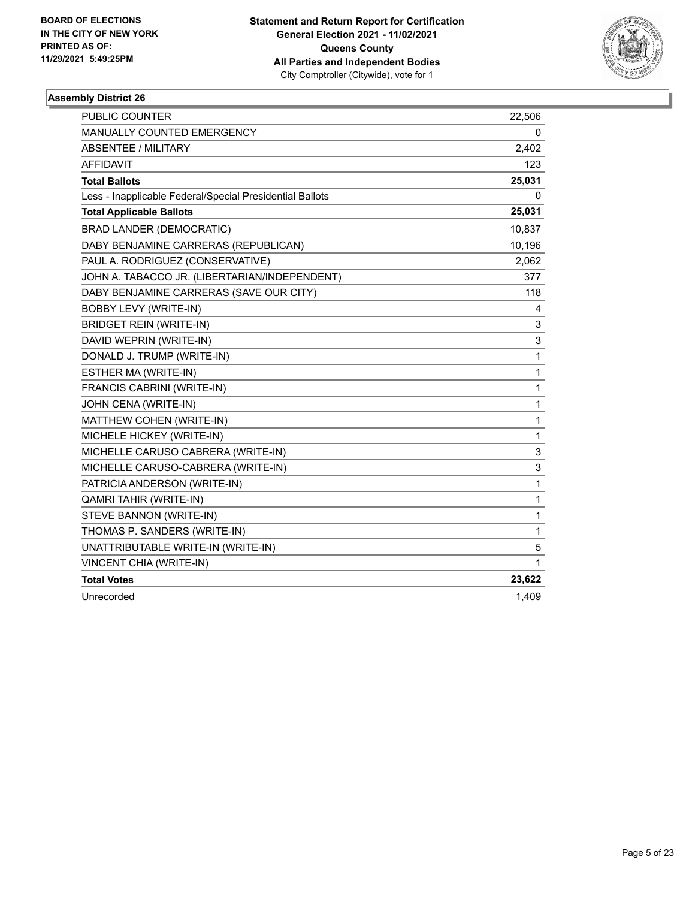BOARD OF ELECTIONS
IN THE CITY OF NEW YORK
PRINTED AS OF:
11/29/2021 5:49:25PM

**Statement and Return Report for Certification**
**General Election 2021 - 11/02/2021**
**Queens County**
**All Parties and Independent Bodies**
City Comptroller (Citywide), vote for 1

### Assembly District 26

| | |
|---|---|
| PUBLIC COUNTER | 22,506 |
| MANUALLY COUNTED EMERGENCY | 0 |
| ABSENTEE / MILITARY | 2,402 |
| AFFIDAVIT | 123 |
| **Total Ballots** | **25,031** |
| Less - Inapplicable Federal/Special Presidential Ballots | 0 |
| **Total Applicable Ballots** | **25,031** |
| BRAD LANDER (DEMOCRATIC) | 10,837 |
| DABY BENJAMINE CARRERAS (REPUBLICAN) | 10,196 |
| PAUL A. RODRIGUEZ (CONSERVATIVE) | 2,062 |
| JOHN A. TABACCO JR. (LIBERTARIAN/INDEPENDENT) | 377 |
| DABY BENJAMINE CARRERAS (SAVE OUR CITY) | 118 |
| BOBBY LEVY (WRITE-IN) | 4 |
| BRIDGET REIN (WRITE-IN) | 3 |
| DAVID WEPRIN (WRITE-IN) | 3 |
| DONALD J. TRUMP (WRITE-IN) | 1 |
| ESTHER MA (WRITE-IN) | 1 |
| FRANCIS CABRINI (WRITE-IN) | 1 |
| JOHN CENA (WRITE-IN) | 1 |
| MATTHEW COHEN (WRITE-IN) | 1 |
| MICHELE HICKEY (WRITE-IN) | 1 |
| MICHELLE CARUSO CABRERA (WRITE-IN) | 3 |
| MICHELLE CARUSO-CABRERA (WRITE-IN) | 3 |
| PATRICIA ANDERSON (WRITE-IN) | 1 |
| QAMRI TAHIR (WRITE-IN) | 1 |
| STEVE BANNON (WRITE-IN) | 1 |
| THOMAS P. SANDERS (WRITE-IN) | 1 |
| UNATTRIBUTABLE WRITE-IN (WRITE-IN) | 5 |
| VINCENT CHIA (WRITE-IN) | 1 |
| **Total Votes** | **23,622** |
| Unrecorded | 1,409 |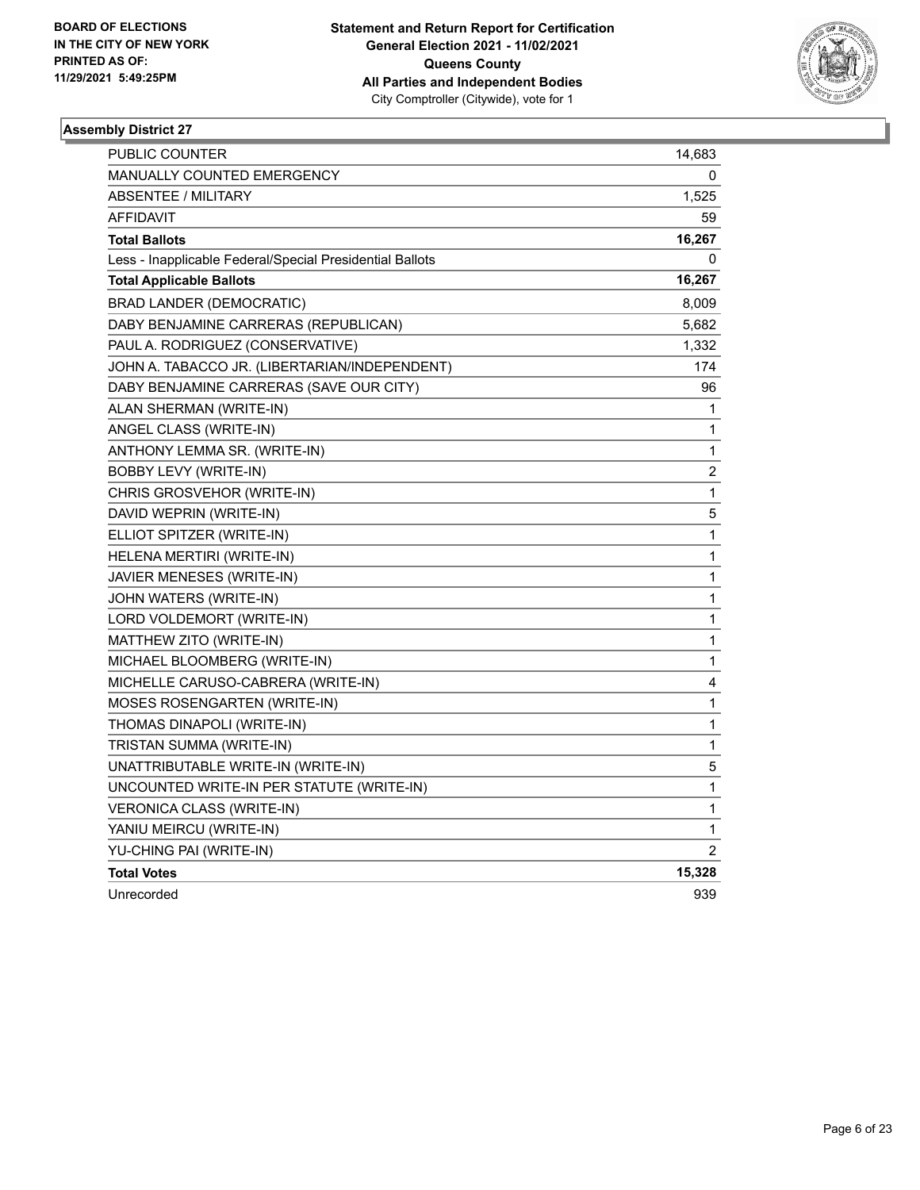BOARD OF ELECTIONS
IN THE CITY OF NEW YORK
PRINTED AS OF:
11/29/2021 5:49:25PM

**Statement and Return Report for Certification**
**General Election 2021 - 11/02/2021**
**Queens County**
**All Parties and Independent Bodies**
City Comptroller (Citywide), vote for 1

## Assembly District 27

| | |
|---|---|
| PUBLIC COUNTER | 14,683 |
| MANUALLY COUNTED EMERGENCY | 0 |
| ABSENTEE / MILITARY | 1,525 |
| AFFIDAVIT | 59 |
| **Total Ballots** | **16,267** |
| Less - Inapplicable Federal/Special Presidential Ballots | 0 |
| **Total Applicable Ballots** | **16,267** |
| BRAD LANDER (DEMOCRATIC) | 8,009 |
| DABY BENJAMINE CARRERAS (REPUBLICAN) | 5,682 |
| PAUL A. RODRIGUEZ (CONSERVATIVE) | 1,332 |
| JOHN A. TABACCO JR. (LIBERTARIAN/INDEPENDENT) | 174 |
| DABY BENJAMINE CARRERAS (SAVE OUR CITY) | 96 |
| ALAN SHERMAN (WRITE-IN) | 1 |
| ANGEL CLASS (WRITE-IN) | 1 |
| ANTHONY LEMMA SR. (WRITE-IN) | 1 |
| BOBBY LEVY (WRITE-IN) | 2 |
| CHRIS GROSVEHOR (WRITE-IN) | 1 |
| DAVID WEPRIN (WRITE-IN) | 5 |
| ELLIOT SPITZER (WRITE-IN) | 1 |
| HELENA MERTIRI (WRITE-IN) | 1 |
| JAVIER MENESES (WRITE-IN) | 1 |
| JOHN WATERS (WRITE-IN) | 1 |
| LORD VOLDEMORT (WRITE-IN) | 1 |
| MATTHEW ZITO (WRITE-IN) | 1 |
| MICHAEL BLOOMBERG (WRITE-IN) | 1 |
| MICHELLE CARUSO-CABRERA (WRITE-IN) | 4 |
| MOSES ROSENGARTEN (WRITE-IN) | 1 |
| THOMAS DINAPOLI (WRITE-IN) | 1 |
| TRISTAN SUMMA (WRITE-IN) | 1 |
| UNATTRIBUTABLE WRITE-IN (WRITE-IN) | 5 |
| UNCOUNTED WRITE-IN PER STATUTE (WRITE-IN) | 1 |
| VERONICA CLASS (WRITE-IN) | 1 |
| YANIU MEIRCU (WRITE-IN) | 1 |
| YU-CHING PAI (WRITE-IN) | 2 |
| **Total Votes** | **15,328** |
| Unrecorded | 939 |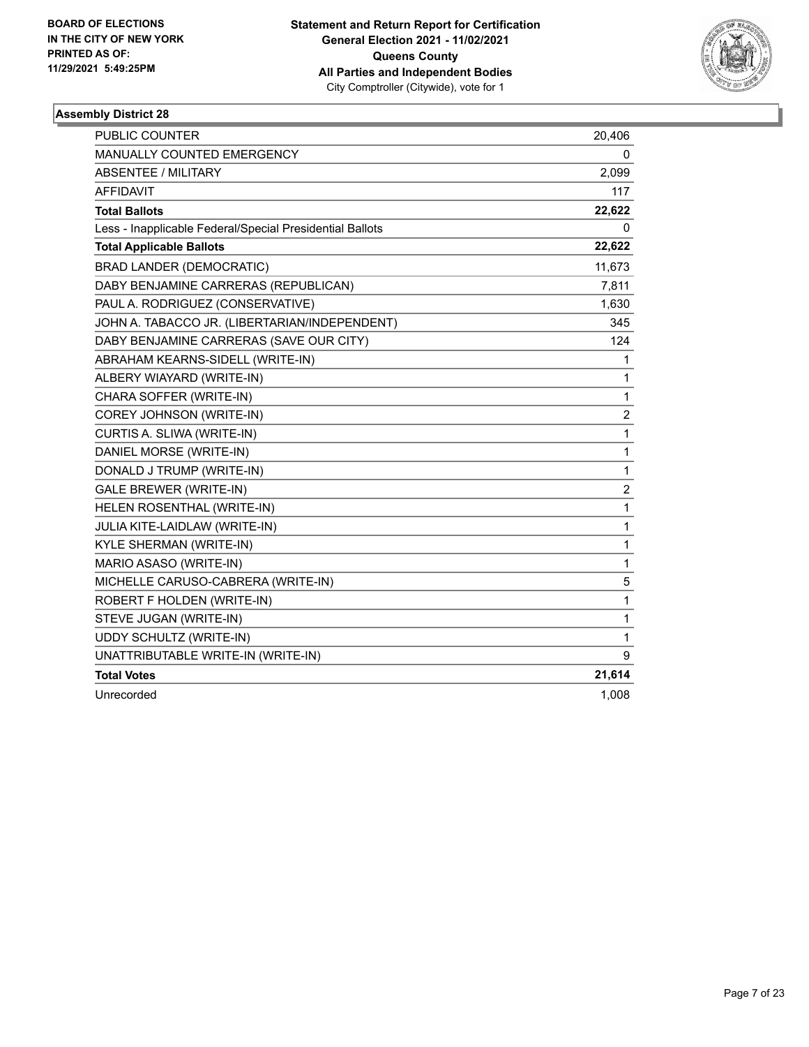BOARD OF ELECTIONS
IN THE CITY OF NEW YORK
PRINTED AS OF:
11/29/2021 5:49:25PM

**Statement and Return Report for Certification**
**General Election 2021 - 11/02/2021**
**Queens County**
**All Parties and Independent Bodies**
City Comptroller (Citywide), vote for 1

## Assembly District 28

| | |
|---|---|
| PUBLIC COUNTER | 20,406 |
| MANUALLY COUNTED EMERGENCY | 0 |
| ABSENTEE / MILITARY | 2,099 |
| AFFIDAVIT | 117 |
| **Total Ballots** | **22,622** |
| Less - Inapplicable Federal/Special Presidential Ballots | 0 |
| **Total Applicable Ballots** | **22,622** |
| BRAD LANDER (DEMOCRATIC) | 11,673 |
| DABY BENJAMINE CARRERAS (REPUBLICAN) | 7,811 |
| PAUL A. RODRIGUEZ (CONSERVATIVE) | 1,630 |
| JOHN A. TABACCO JR. (LIBERTARIAN/INDEPENDENT) | 345 |
| DABY BENJAMINE CARRERAS (SAVE OUR CITY) | 124 |
| ABRAHAM KEARNS-SIDELL (WRITE-IN) | 1 |
| ALBERY WIAYARD (WRITE-IN) | 1 |
| CHARA SOFFER (WRITE-IN) | 1 |
| COREY JOHNSON (WRITE-IN) | 2 |
| CURTIS A. SLIWA (WRITE-IN) | 1 |
| DANIEL MORSE (WRITE-IN) | 1 |
| DONALD J TRUMP (WRITE-IN) | 1 |
| GALE BREWER (WRITE-IN) | 2 |
| HELEN ROSENTHAL (WRITE-IN) | 1 |
| JULIA KITE-LAIDLAW (WRITE-IN) | 1 |
| KYLE SHERMAN (WRITE-IN) | 1 |
| MARIO ASASO (WRITE-IN) | 1 |
| MICHELLE CARUSO-CABRERA (WRITE-IN) | 5 |
| ROBERT F HOLDEN (WRITE-IN) | 1 |
| STEVE JUGAN (WRITE-IN) | 1 |
| UDDY SCHULTZ (WRITE-IN) | 1 |
| UNATTRIBUTABLE WRITE-IN (WRITE-IN) | 9 |
| **Total Votes** | **21,614** |
| Unrecorded | 1,008 |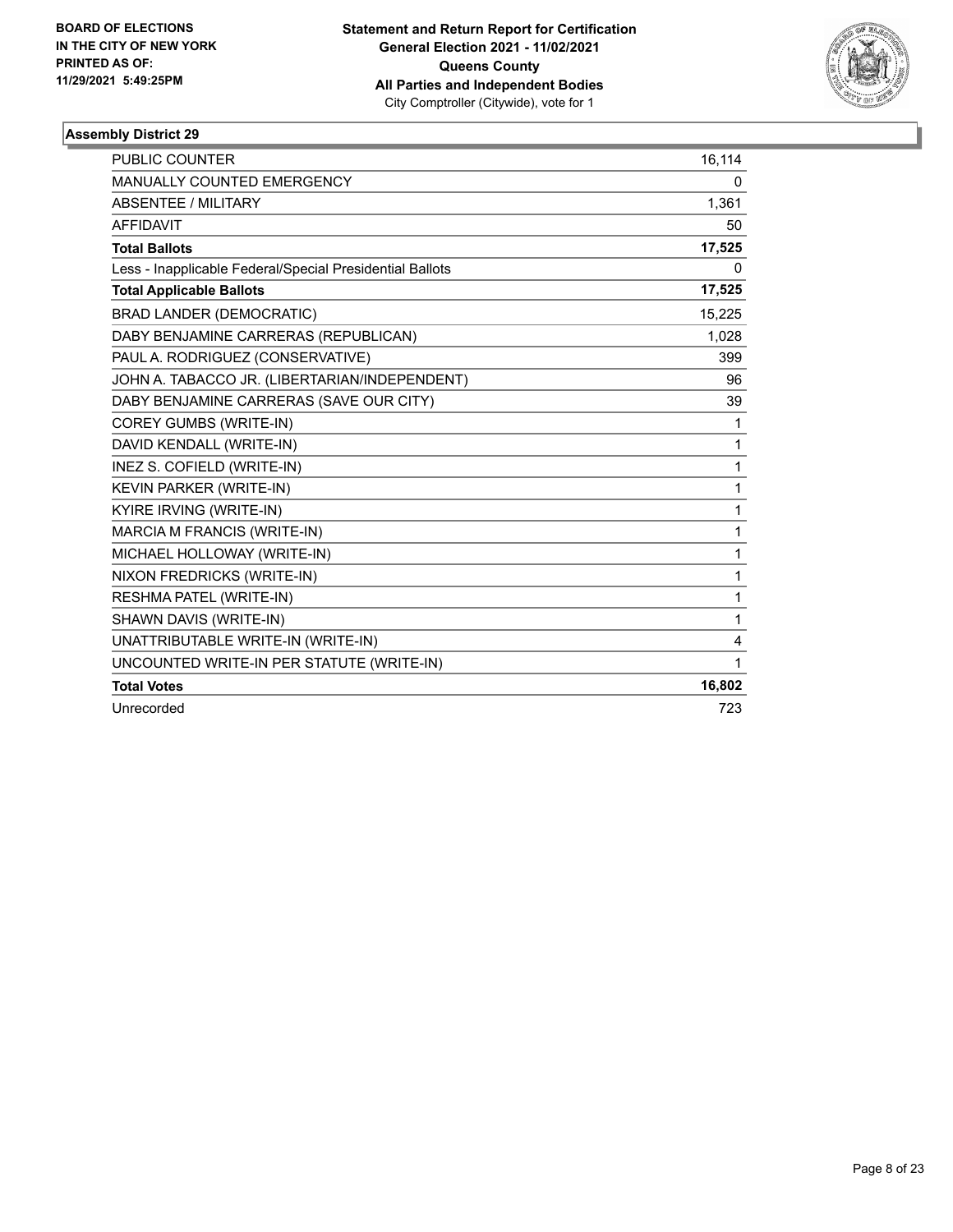**BOARD OF ELECTIONS IN THE CITY OF NEW YORK PRINTED AS OF: 11/29/2021 5:49:25PM**

**Statement and Return Report for Certification General Election 2021 - 11/02/2021 Queens County All Parties and Independent Bodies**
City Comptroller (Citywide), vote for 1

### Assembly District 29

| | |
|---|---|
| PUBLIC COUNTER | 16,114 |
| MANUALLY COUNTED EMERGENCY | 0 |
| ABSENTEE / MILITARY | 1,361 |
| AFFIDAVIT | 50 |
| **Total Ballots** | **17,525** |
| Less - Inapplicable Federal/Special Presidential Ballots | 0 |
| **Total Applicable Ballots** | **17,525** |
| BRAD LANDER (DEMOCRATIC) | 15,225 |
| DABY BENJAMINE CARRERAS (REPUBLICAN) | 1,028 |
| PAUL A. RODRIGUEZ (CONSERVATIVE) | 399 |
| JOHN A. TABACCO JR. (LIBERTARIAN/INDEPENDENT) | 96 |
| DABY BENJAMINE CARRERAS (SAVE OUR CITY) | 39 |
| COREY GUMBS (WRITE-IN) | 1 |
| DAVID KENDALL (WRITE-IN) | 1 |
| INEZ S. COFIELD (WRITE-IN) | 1 |
| KEVIN PARKER (WRITE-IN) | 1 |
| KYIRE IRVING (WRITE-IN) | 1 |
| MARCIA M FRANCIS (WRITE-IN) | 1 |
| MICHAEL HOLLOWAY (WRITE-IN) | 1 |
| NIXON FREDRICKS (WRITE-IN) | 1 |
| RESHMA PATEL (WRITE-IN) | 1 |
| SHAWN DAVIS (WRITE-IN) | 1 |
| UNATTRIBUTABLE WRITE-IN (WRITE-IN) | 4 |
| UNCOUNTED WRITE-IN PER STATUTE (WRITE-IN) | 1 |
| **Total Votes** | **16,802** |
| Unrecorded | 723 |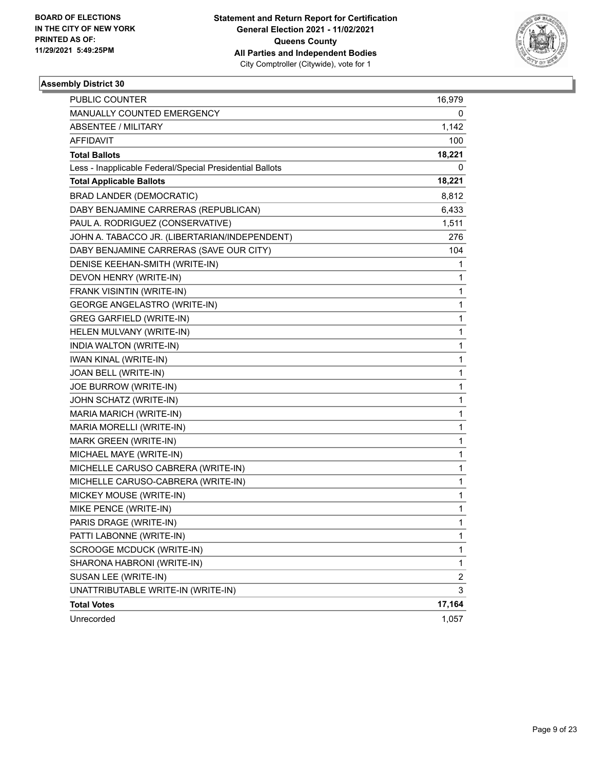BOARD OF ELECTIONS
IN THE CITY OF NEW YORK
PRINTED AS OF:
11/29/2021 5:49:25PM

**Statement and Return Report for Certification**
**General Election 2021 - 11/02/2021**
**Queens County**
**All Parties and Independent Bodies**
City Comptroller (Citywide), vote for 1

### Assembly District 30

| | |
|---|---|
| PUBLIC COUNTER | 16,979 |
| MANUALLY COUNTED EMERGENCY | 0 |
| ABSENTEE / MILITARY | 1,142 |
| AFFIDAVIT | 100 |
| **Total Ballots** | **18,221** |
| Less - Inapplicable Federal/Special Presidential Ballots | 0 |
| **Total Applicable Ballots** | **18,221** |
| BRAD LANDER (DEMOCRATIC) | 8,812 |
| DABY BENJAMINE CARRERAS (REPUBLICAN) | 6,433 |
| PAUL A. RODRIGUEZ (CONSERVATIVE) | 1,511 |
| JOHN A. TABACCO JR. (LIBERTARIAN/INDEPENDENT) | 276 |
| DABY BENJAMINE CARRERAS (SAVE OUR CITY) | 104 |
| DENISE KEEHAN-SMITH (WRITE-IN) | 1 |
| DEVON HENRY (WRITE-IN) | 1 |
| FRANK VISINTIN (WRITE-IN) | 1 |
| GEORGE ANGELASTRO (WRITE-IN) | 1 |
| GREG GARFIELD (WRITE-IN) | 1 |
| HELEN MULVANY (WRITE-IN) | 1 |
| INDIA WALTON (WRITE-IN) | 1 |
| IWAN KINAL (WRITE-IN) | 1 |
| JOAN BELL (WRITE-IN) | 1 |
| JOE BURROW (WRITE-IN) | 1 |
| JOHN SCHATZ (WRITE-IN) | 1 |
| MARIA MARICH (WRITE-IN) | 1 |
| MARIA MORELLI (WRITE-IN) | 1 |
| MARK GREEN (WRITE-IN) | 1 |
| MICHAEL MAYE (WRITE-IN) | 1 |
| MICHELLE CARUSO CABRERA (WRITE-IN) | 1 |
| MICHELLE CARUSO-CABRERA (WRITE-IN) | 1 |
| MICKEY MOUSE (WRITE-IN) | 1 |
| MIKE PENCE (WRITE-IN) | 1 |
| PARIS DRAGE (WRITE-IN) | 1 |
| PATTI LABONNE (WRITE-IN) | 1 |
| SCROOGE MCDUCK (WRITE-IN) | 1 |
| SHARONA HABRONI (WRITE-IN) | 1 |
| SUSAN LEE (WRITE-IN) | 2 |
| UNATTRIBUTABLE WRITE-IN (WRITE-IN) | 3 |
| **Total Votes** | **17,164** |
| Unrecorded | 1,057 |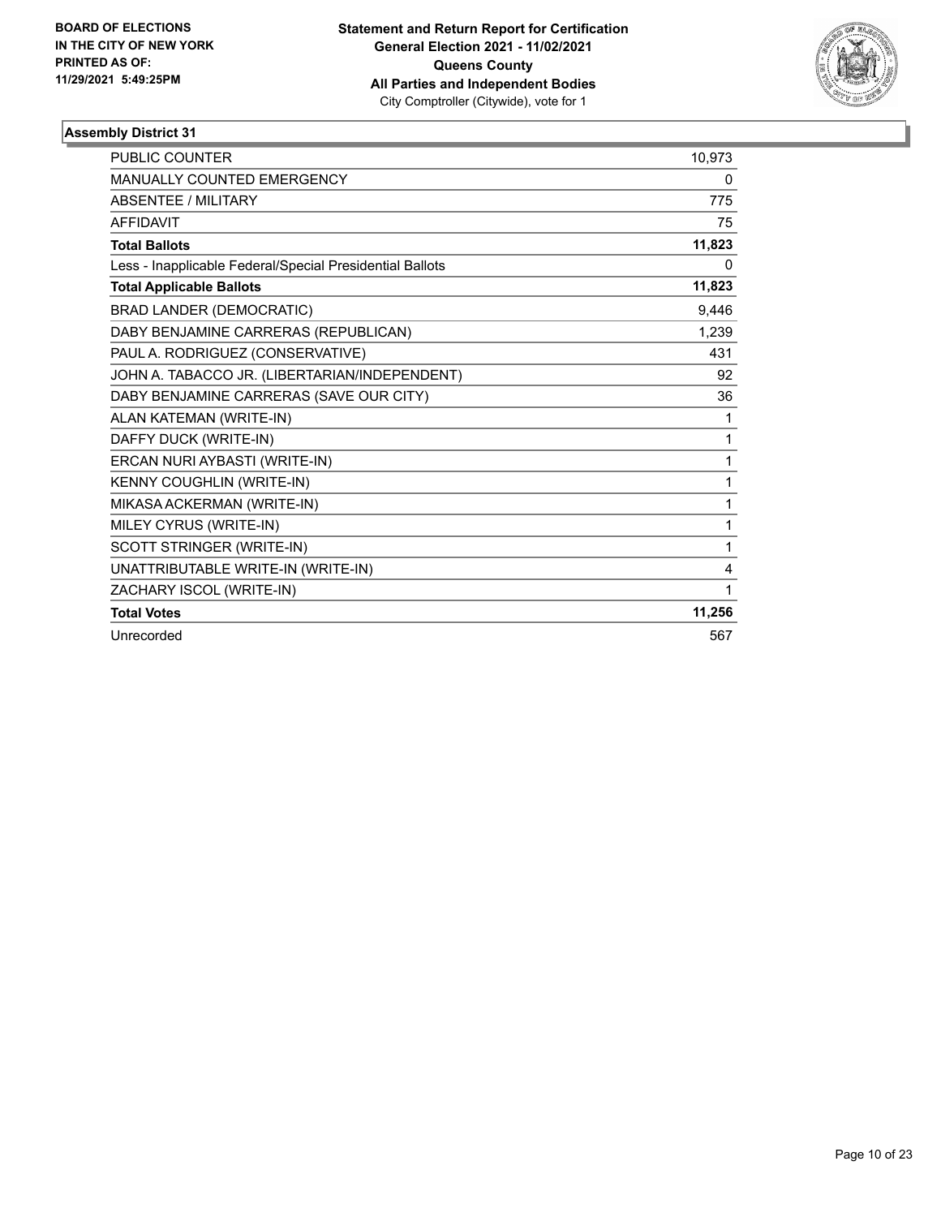BOARD OF ELECTIONS
IN THE CITY OF NEW YORK
PRINTED AS OF:
11/29/2021 5:49:25PM

**Statement and Return Report for Certification**
**General Election 2021 - 11/02/2021**
**Queens County**
**All Parties and Independent Bodies**
City Comptroller (Citywide), vote for 1

## Assembly District 31

| | |
|---|---|
| PUBLIC COUNTER | 10,973 |
| MANUALLY COUNTED EMERGENCY | 0 |
| ABSENTEE / MILITARY | 775 |
| AFFIDAVIT | 75 |
| **Total Ballots** | **11,823** |
| Less - Inapplicable Federal/Special Presidential Ballots | 0 |
| **Total Applicable Ballots** | **11,823** |
| BRAD LANDER (DEMOCRATIC) | 9,446 |
| DABY BENJAMINE CARRERAS (REPUBLICAN) | 1,239 |
| PAUL A. RODRIGUEZ (CONSERVATIVE) | 431 |
| JOHN A. TABACCO JR. (LIBERTARIAN/INDEPENDENT) | 92 |
| DABY BENJAMINE CARRERAS (SAVE OUR CITY) | 36 |
| ALAN KATEMAN (WRITE-IN) | 1 |
| DAFFY DUCK (WRITE-IN) | 1 |
| ERCAN NURI AYBASTI (WRITE-IN) | 1 |
| KENNY COUGHLIN (WRITE-IN) | 1 |
| MIKASA ACKERMAN (WRITE-IN) | 1 |
| MILEY CYRUS (WRITE-IN) | 1 |
| SCOTT STRINGER (WRITE-IN) | 1 |
| UNATTRIBUTABLE WRITE-IN (WRITE-IN) | 4 |
| ZACHARY ISCOL (WRITE-IN) | 1 |
| **Total Votes** | **11,256** |
| Unrecorded | 567 |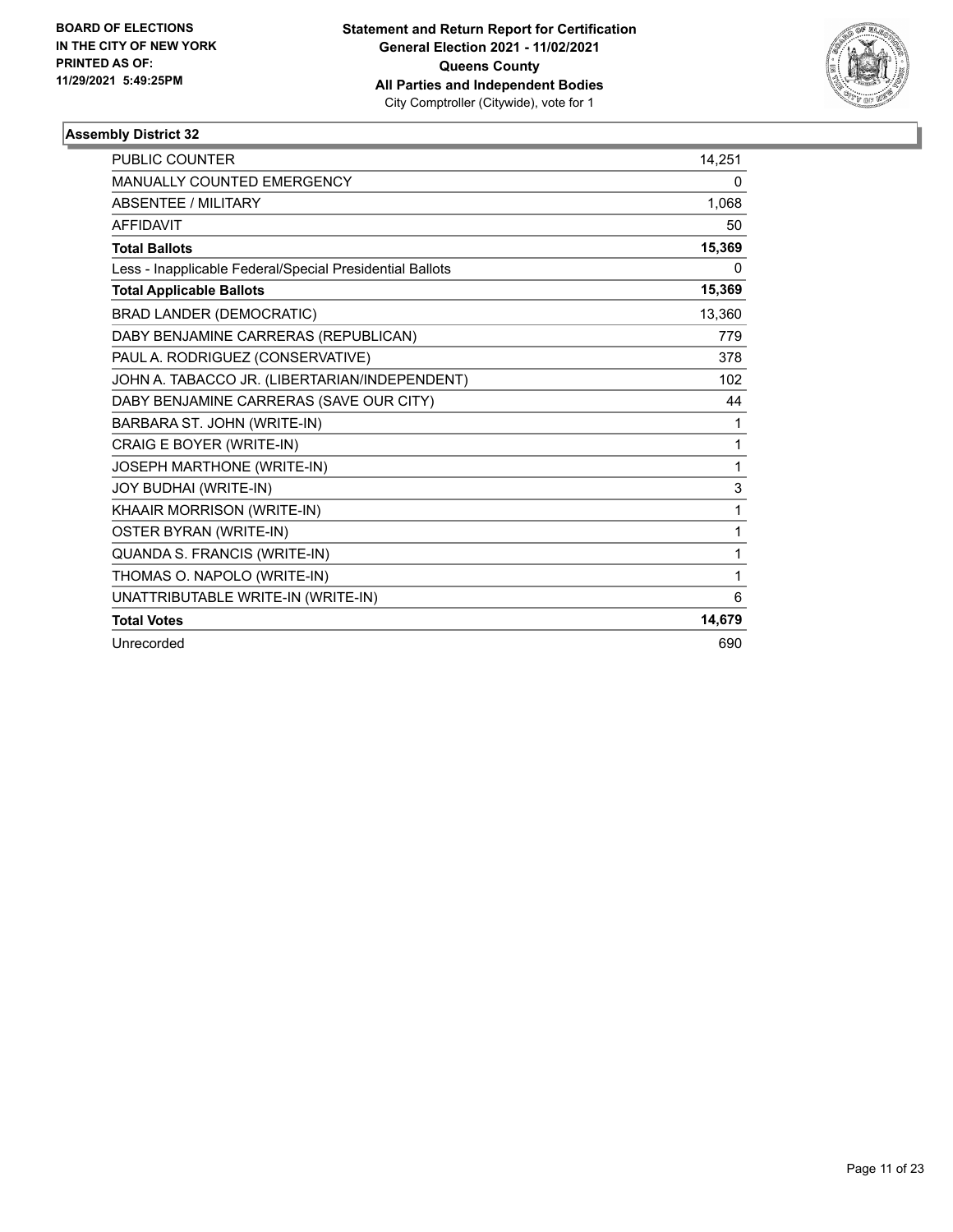**BOARD OF ELECTIONS IN THE CITY OF NEW YORK PRINTED AS OF: 11/29/2021 5:49:25PM**

**Statement and Return Report for Certification General Election 2021 - 11/02/2021 Queens County All Parties and Independent Bodies**
City Comptroller (Citywide), vote for 1

### Assembly District 32

| | |
|---|---|
| PUBLIC COUNTER | 14,251 |
| MANUALLY COUNTED EMERGENCY | 0 |
| ABSENTEE / MILITARY | 1,068 |
| AFFIDAVIT | 50 |
| **Total Ballots** | **15,369** |
| Less - Inapplicable Federal/Special Presidential Ballots | 0 |
| **Total Applicable Ballots** | **15,369** |
| BRAD LANDER (DEMOCRATIC) | 13,360 |
| DABY BENJAMINE CARRERAS (REPUBLICAN) | 779 |
| PAUL A. RODRIGUEZ (CONSERVATIVE) | 378 |
| JOHN A. TABACCO JR. (LIBERTARIAN/INDEPENDENT) | 102 |
| DABY BENJAMINE CARRERAS (SAVE OUR CITY) | 44 |
| BARBARA ST. JOHN (WRITE-IN) | 1 |
| CRAIG E BOYER (WRITE-IN) | 1 |
| JOSEPH MARTHONE (WRITE-IN) | 1 |
| JOY BUDHAI (WRITE-IN) | 3 |
| KHAAIR MORRISON (WRITE-IN) | 1 |
| OSTER BYRAN (WRITE-IN) | 1 |
| QUANDA S. FRANCIS (WRITE-IN) | 1 |
| THOMAS O. NAPOLO (WRITE-IN) | 1 |
| UNATTRIBUTABLE WRITE-IN (WRITE-IN) | 6 |
| **Total Votes** | **14,679** |
| Unrecorded | 690 |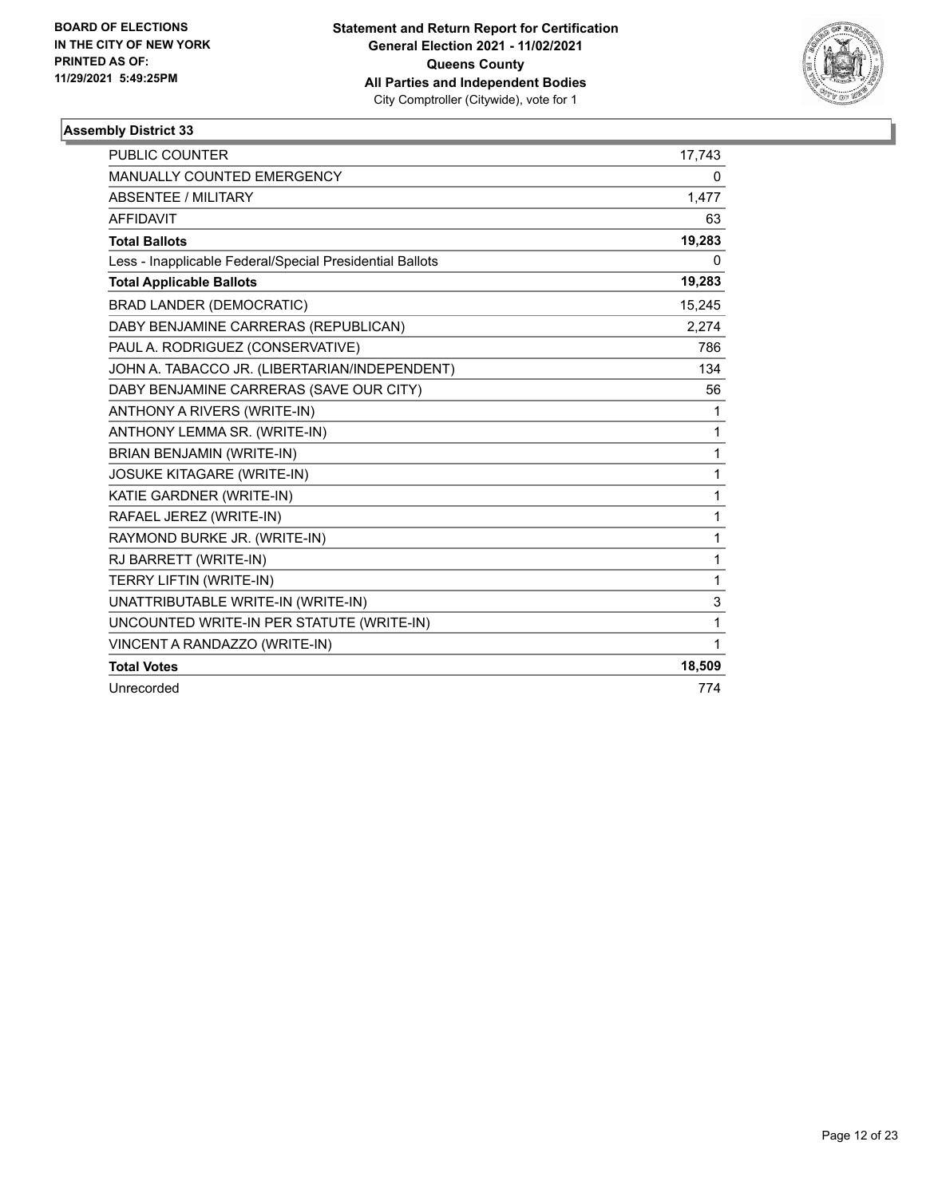BOARD OF ELECTIONS
IN THE CITY OF NEW YORK
PRINTED AS OF:
11/29/2021 5:49:25PM

**Statement and Return Report for Certification**
**General Election 2021 - 11/02/2021**
**Queens County**
**All Parties and Independent Bodies**
City Comptroller (Citywide), vote for 1

## Assembly District 33

| | |
|---|---|
| PUBLIC COUNTER | 17,743 |
| MANUALLY COUNTED EMERGENCY | 0 |
| ABSENTEE / MILITARY | 1,477 |
| AFFIDAVIT | 63 |
| **Total Ballots** | **19,283** |
| Less - Inapplicable Federal/Special Presidential Ballots | 0 |
| **Total Applicable Ballots** | **19,283** |
| BRAD LANDER (DEMOCRATIC) | 15,245 |
| DABY BENJAMINE CARRERAS (REPUBLICAN) | 2,274 |
| PAUL A. RODRIGUEZ (CONSERVATIVE) | 786 |
| JOHN A. TABACCO JR. (LIBERTARIAN/INDEPENDENT) | 134 |
| DABY BENJAMINE CARRERAS (SAVE OUR CITY) | 56 |
| ANTHONY A RIVERS (WRITE-IN) | 1 |
| ANTHONY LEMMA SR. (WRITE-IN) | 1 |
| BRIAN BENJAMIN (WRITE-IN) | 1 |
| JOSUKE KITAGARE (WRITE-IN) | 1 |
| KATIE GARDNER (WRITE-IN) | 1 |
| RAFAEL JEREZ (WRITE-IN) | 1 |
| RAYMOND BURKE JR. (WRITE-IN) | 1 |
| RJ BARRETT (WRITE-IN) | 1 |
| TERRY LIFTIN (WRITE-IN) | 1 |
| UNATTRIBUTABLE WRITE-IN (WRITE-IN) | 3 |
| UNCOUNTED WRITE-IN PER STATUTE (WRITE-IN) | 1 |
| VINCENT A RANDAZZO (WRITE-IN) | 1 |
| **Total Votes** | **18,509** |
| Unrecorded | 774 |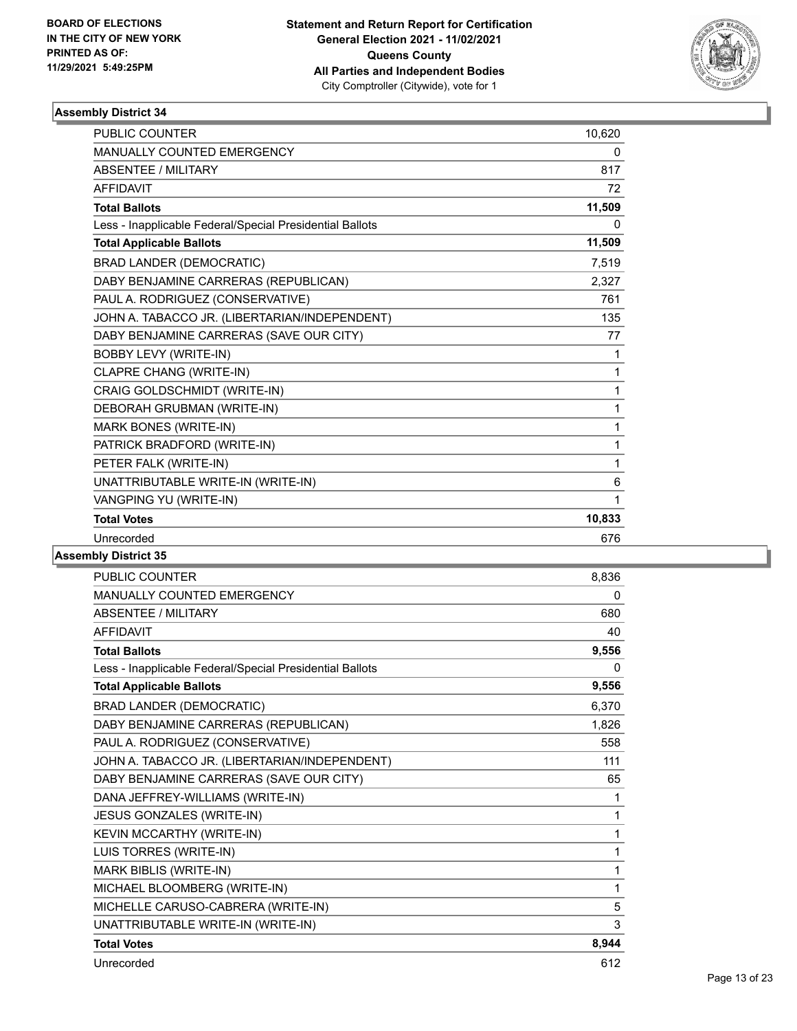BOARD OF ELECTIONS
IN THE CITY OF NEW YORK
PRINTED AS OF:
11/29/2021 5:49:25PM

**Statement and Return Report for Certification**
**General Election 2021 - 11/02/2021**
**Queens County**
**All Parties and Independent Bodies**
City Comptroller (Citywide), vote for 1

### Assembly District 34

| | |
|---|---|
| PUBLIC COUNTER | 10,620 |
| MANUALLY COUNTED EMERGENCY | 0 |
| ABSENTEE / MILITARY | 817 |
| AFFIDAVIT | 72 |
| **Total Ballots** | **11,509** |
| Less - Inapplicable Federal/Special Presidential Ballots | 0 |
| **Total Applicable Ballots** | **11,509** |
| BRAD LANDER (DEMOCRATIC) | 7,519 |
| DABY BENJAMINE CARRERAS (REPUBLICAN) | 2,327 |
| PAUL A. RODRIGUEZ (CONSERVATIVE) | 761 |
| JOHN A. TABACCO JR. (LIBERTARIAN/INDEPENDENT) | 135 |
| DABY BENJAMINE CARRERAS (SAVE OUR CITY) | 77 |
| BOBBY LEVY (WRITE-IN) | 1 |
| CLAPRE CHANG (WRITE-IN) | 1 |
| CRAIG GOLDSCHMIDT (WRITE-IN) | 1 |
| DEBORAH GRUBMAN (WRITE-IN) | 1 |
| MARK BONES (WRITE-IN) | 1 |
| PATRICK BRADFORD (WRITE-IN) | 1 |
| PETER FALK (WRITE-IN) | 1 |
| UNATTRIBUTABLE WRITE-IN (WRITE-IN) | 6 |
| VANGPING YU (WRITE-IN) | 1 |
| **Total Votes** | **10,833** |
| Unrecorded | 676 |

### Assembly District 35

| | |
|---|---|
| PUBLIC COUNTER | 8,836 |
| MANUALLY COUNTED EMERGENCY | 0 |
| ABSENTEE / MILITARY | 680 |
| AFFIDAVIT | 40 |
| **Total Ballots** | **9,556** |
| Less - Inapplicable Federal/Special Presidential Ballots | 0 |
| **Total Applicable Ballots** | **9,556** |
| BRAD LANDER (DEMOCRATIC) | 6,370 |
| DABY BENJAMINE CARRERAS (REPUBLICAN) | 1,826 |
| PAUL A. RODRIGUEZ (CONSERVATIVE) | 558 |
| JOHN A. TABACCO JR. (LIBERTARIAN/INDEPENDENT) | 111 |
| DABY BENJAMINE CARRERAS (SAVE OUR CITY) | 65 |
| DANA JEFFREY-WILLIAMS (WRITE-IN) | 1 |
| JESUS GONZALES (WRITE-IN) | 1 |
| KEVIN MCCARTHY (WRITE-IN) | 1 |
| LUIS TORRES (WRITE-IN) | 1 |
| MARK BIBLIS (WRITE-IN) | 1 |
| MICHAEL BLOOMBERG (WRITE-IN) | 1 |
| MICHELLE CARUSO-CABRERA (WRITE-IN) | 5 |
| UNATTRIBUTABLE WRITE-IN (WRITE-IN) | 3 |
| **Total Votes** | **8,944** |
| Unrecorded | 612 |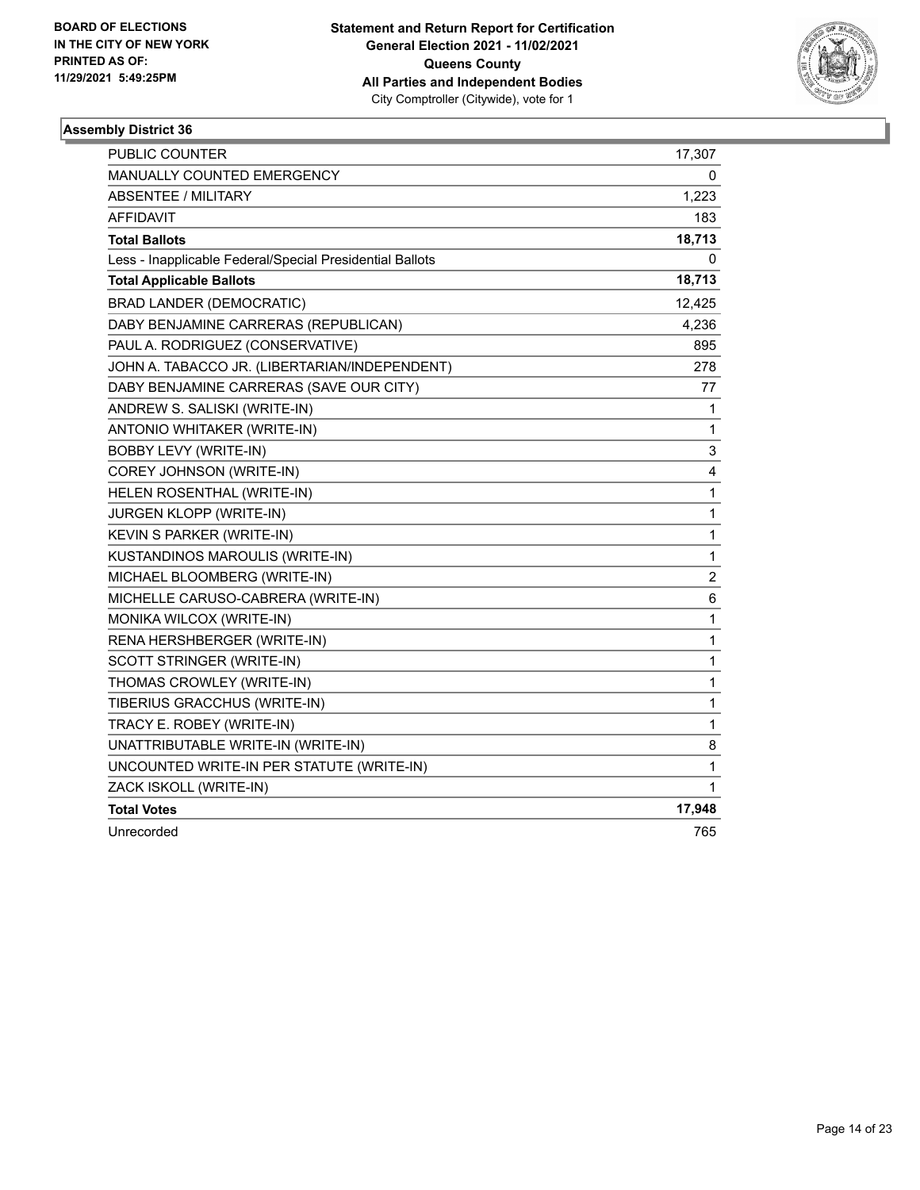BOARD OF ELECTIONS
IN THE CITY OF NEW YORK
PRINTED AS OF:
11/29/2021 5:49:25PM

**Statement and Return Report for Certification**
**General Election 2021 - 11/02/2021**
**Queens County**
**All Parties and Independent Bodies**
City Comptroller (Citywide), vote for 1

### Assembly District 36

| | |
|---|---|
| PUBLIC COUNTER | 17,307 |
| MANUALLY COUNTED EMERGENCY | 0 |
| ABSENTEE / MILITARY | 1,223 |
| AFFIDAVIT | 183 |
| **Total Ballots** | **18,713** |
| Less - Inapplicable Federal/Special Presidential Ballots | 0 |
| **Total Applicable Ballots** | **18,713** |
| BRAD LANDER (DEMOCRATIC) | 12,425 |
| DABY BENJAMINE CARRERAS (REPUBLICAN) | 4,236 |
| PAUL A. RODRIGUEZ (CONSERVATIVE) | 895 |
| JOHN A. TABACCO JR. (LIBERTARIAN/INDEPENDENT) | 278 |
| DABY BENJAMINE CARRERAS (SAVE OUR CITY) | 77 |
| ANDREW S. SALISKI (WRITE-IN) | 1 |
| ANTONIO WHITAKER (WRITE-IN) | 1 |
| BOBBY LEVY (WRITE-IN) | 3 |
| COREY JOHNSON (WRITE-IN) | 4 |
| HELEN ROSENTHAL (WRITE-IN) | 1 |
| JURGEN KLOPP (WRITE-IN) | 1 |
| KEVIN S PARKER (WRITE-IN) | 1 |
| KUSTANDINOS MAROULIS (WRITE-IN) | 1 |
| MICHAEL BLOOMBERG (WRITE-IN) | 2 |
| MICHELLE CARUSO-CABRERA (WRITE-IN) | 6 |
| MONIKA WILCOX (WRITE-IN) | 1 |
| RENA HERSHBERGER (WRITE-IN) | 1 |
| SCOTT STRINGER (WRITE-IN) | 1 |
| THOMAS CROWLEY (WRITE-IN) | 1 |
| TIBERIUS GRACCHUS (WRITE-IN) | 1 |
| TRACY E. ROBEY (WRITE-IN) | 1 |
| UNATTRIBUTABLE WRITE-IN (WRITE-IN) | 8 |
| UNCOUNTED WRITE-IN PER STATUTE (WRITE-IN) | 1 |
| ZACK ISKOLL (WRITE-IN) | 1 |
| **Total Votes** | **17,948** |
| Unrecorded | 765 |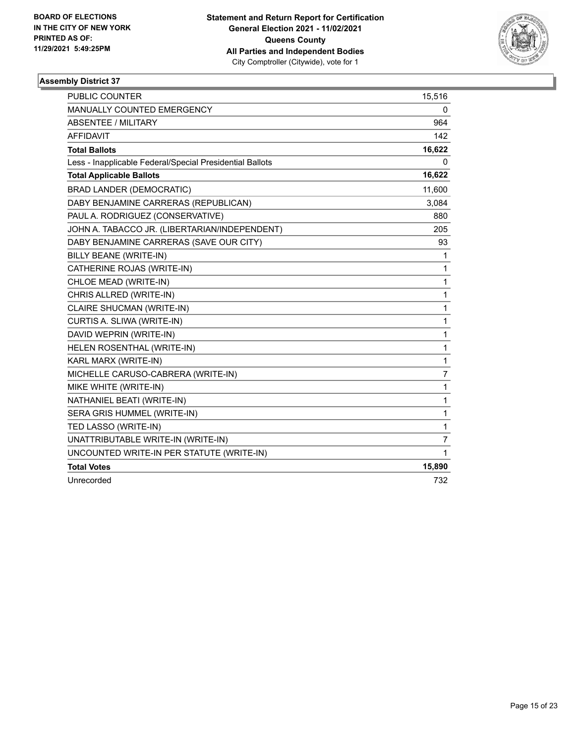BOARD OF ELECTIONS
IN THE CITY OF NEW YORK
PRINTED AS OF:
11/29/2021 5:49:25PM

**Statement and Return Report for Certification**
**General Election 2021 - 11/02/2021**
**Queens County**
**All Parties and Independent Bodies**
City Comptroller (Citywide), vote for 1

### Assembly District 37

| | |
|---|---|
| PUBLIC COUNTER | 15,516 |
| MANUALLY COUNTED EMERGENCY | 0 |
| ABSENTEE / MILITARY | 964 |
| AFFIDAVIT | 142 |
| **Total Ballots** | **16,622** |
| Less - Inapplicable Federal/Special Presidential Ballots | 0 |
| **Total Applicable Ballots** | **16,622** |
| BRAD LANDER (DEMOCRATIC) | 11,600 |
| DABY BENJAMINE CARRERAS (REPUBLICAN) | 3,084 |
| PAUL A. RODRIGUEZ (CONSERVATIVE) | 880 |
| JOHN A. TABACCO JR. (LIBERTARIAN/INDEPENDENT) | 205 |
| DABY BENJAMINE CARRERAS (SAVE OUR CITY) | 93 |
| BILLY BEANE (WRITE-IN) | 1 |
| CATHERINE ROJAS (WRITE-IN) | 1 |
| CHLOE MEAD (WRITE-IN) | 1 |
| CHRIS ALLRED (WRITE-IN) | 1 |
| CLAIRE SHUCMAN (WRITE-IN) | 1 |
| CURTIS A. SLIWA (WRITE-IN) | 1 |
| DAVID WEPRIN (WRITE-IN) | 1 |
| HELEN ROSENTHAL (WRITE-IN) | 1 |
| KARL MARX (WRITE-IN) | 1 |
| MICHELLE CARUSO-CABRERA (WRITE-IN) | 7 |
| MIKE WHITE (WRITE-IN) | 1 |
| NATHANIEL BEATI (WRITE-IN) | 1 |
| SERA GRIS HUMMEL (WRITE-IN) | 1 |
| TED LASSO (WRITE-IN) | 1 |
| UNATTRIBUTABLE WRITE-IN (WRITE-IN) | 7 |
| UNCOUNTED WRITE-IN PER STATUTE (WRITE-IN) | 1 |
| **Total Votes** | **15,890** |
| Unrecorded | 732 |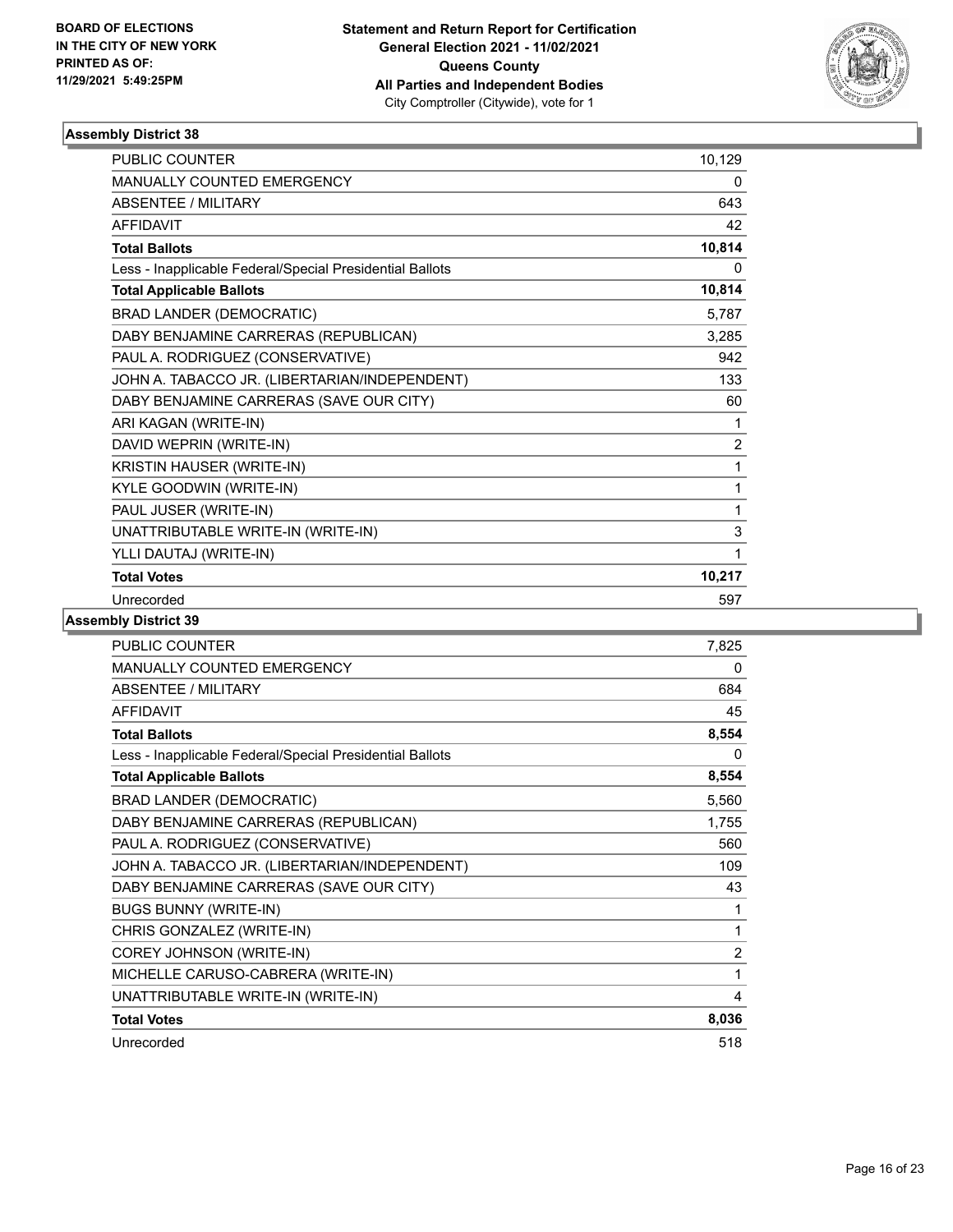BOARD OF ELECTIONS
IN THE CITY OF NEW YORK
PRINTED AS OF:
11/29/2021 5:49:25PM

**Statement and Return Report for Certification**
**General Election 2021 - 11/02/2021**
**Queens County**
**All Parties and Independent Bodies**
City Comptroller (Citywide), vote for 1

## Assembly District 38

| | |
|---|---|
| PUBLIC COUNTER | 10,129 |
| MANUALLY COUNTED EMERGENCY | 0 |
| ABSENTEE / MILITARY | 643 |
| AFFIDAVIT | 42 |
| **Total Ballots** | **10,814** |
| Less - Inapplicable Federal/Special Presidential Ballots | 0 |
| **Total Applicable Ballots** | **10,814** |
| BRAD LANDER (DEMOCRATIC) | 5,787 |
| DABY BENJAMINE CARRERAS (REPUBLICAN) | 3,285 |
| PAUL A. RODRIGUEZ (CONSERVATIVE) | 942 |
| JOHN A. TABACCO JR. (LIBERTARIAN/INDEPENDENT) | 133 |
| DABY BENJAMINE CARRERAS (SAVE OUR CITY) | 60 |
| ARI KAGAN (WRITE-IN) | 1 |
| DAVID WEPRIN (WRITE-IN) | 2 |
| KRISTIN HAUSER (WRITE-IN) | 1 |
| KYLE GOODWIN (WRITE-IN) | 1 |
| PAUL JUSER (WRITE-IN) | 1 |
| UNATTRIBUTABLE WRITE-IN (WRITE-IN) | 3 |
| YLLI DAUTAJ (WRITE-IN) | 1 |
| **Total Votes** | **10,217** |
| Unrecorded | 597 |

## Assembly District 39

| | |
|---|---|
| PUBLIC COUNTER | 7,825 |
| MANUALLY COUNTED EMERGENCY | 0 |
| ABSENTEE / MILITARY | 684 |
| AFFIDAVIT | 45 |
| **Total Ballots** | **8,554** |
| Less - Inapplicable Federal/Special Presidential Ballots | 0 |
| **Total Applicable Ballots** | **8,554** |
| BRAD LANDER (DEMOCRATIC) | 5,560 |
| DABY BENJAMINE CARRERAS (REPUBLICAN) | 1,755 |
| PAUL A. RODRIGUEZ (CONSERVATIVE) | 560 |
| JOHN A. TABACCO JR. (LIBERTARIAN/INDEPENDENT) | 109 |
| DABY BENJAMINE CARRERAS (SAVE OUR CITY) | 43 |
| BUGS BUNNY (WRITE-IN) | 1 |
| CHRIS GONZALEZ (WRITE-IN) | 1 |
| COREY JOHNSON (WRITE-IN) | 2 |
| MICHELLE CARUSO-CABRERA (WRITE-IN) | 1 |
| UNATTRIBUTABLE WRITE-IN (WRITE-IN) | 4 |
| **Total Votes** | **8,036** |
| Unrecorded | 518 |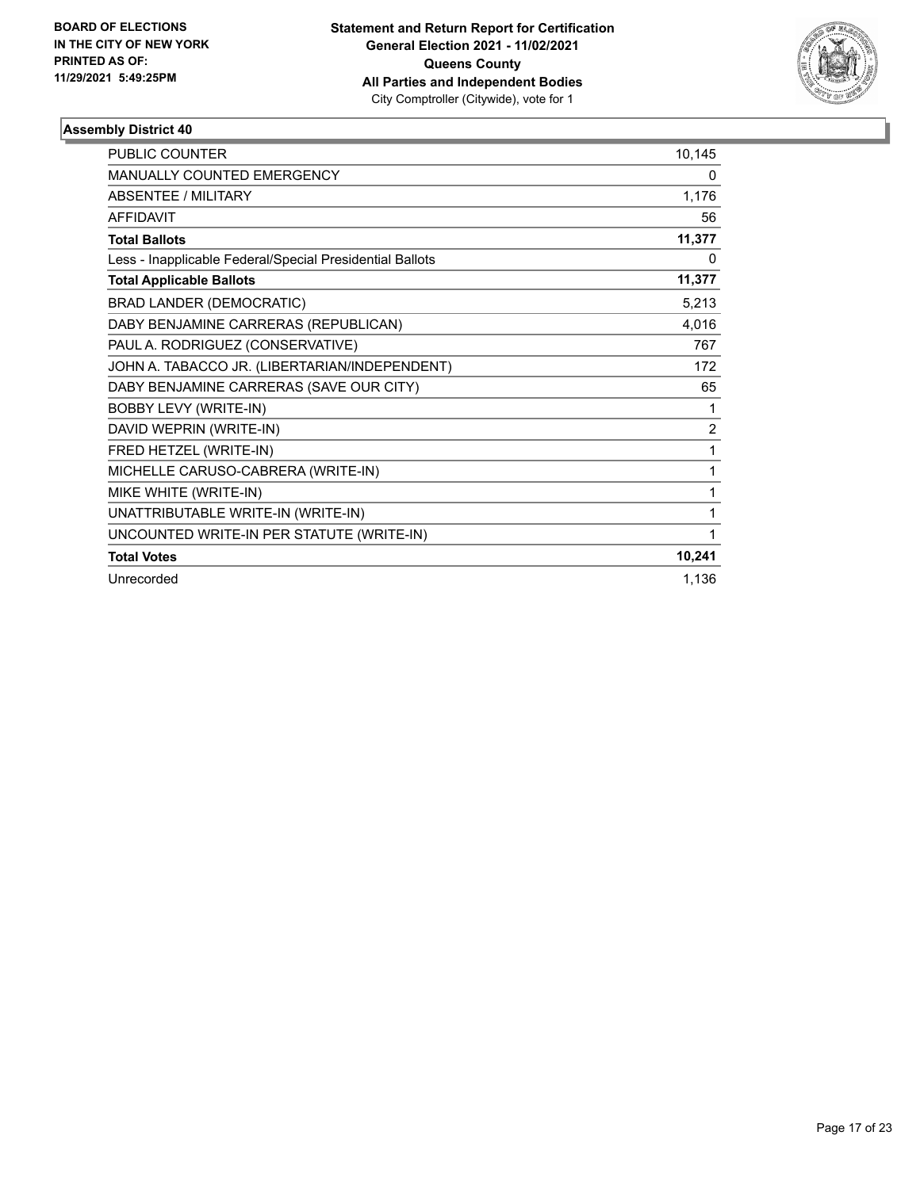BOARD OF ELECTIONS
IN THE CITY OF NEW YORK
PRINTED AS OF:
11/29/2021 5:49:25PM

**Statement and Return Report for Certification**
**General Election 2021 - 11/02/2021**
**Queens County**
**All Parties and Independent Bodies**
City Comptroller (Citywide), vote for 1

### Assembly District 40

| | |
|---|---|
| PUBLIC COUNTER | 10,145 |
| MANUALLY COUNTED EMERGENCY | 0 |
| ABSENTEE / MILITARY | 1,176 |
| AFFIDAVIT | 56 |
| **Total Ballots** | **11,377** |
| Less - Inapplicable Federal/Special Presidential Ballots | 0 |
| **Total Applicable Ballots** | **11,377** |
| BRAD LANDER (DEMOCRATIC) | 5,213 |
| DABY BENJAMINE CARRERAS (REPUBLICAN) | 4,016 |
| PAUL A. RODRIGUEZ (CONSERVATIVE) | 767 |
| JOHN A. TABACCO JR. (LIBERTARIAN/INDEPENDENT) | 172 |
| DABY BENJAMINE CARRERAS (SAVE OUR CITY) | 65 |
| BOBBY LEVY (WRITE-IN) | 1 |
| DAVID WEPRIN (WRITE-IN) | 2 |
| FRED HETZEL (WRITE-IN) | 1 |
| MICHELLE CARUSO-CABRERA (WRITE-IN) | 1 |
| MIKE WHITE (WRITE-IN) | 1 |
| UNATTRIBUTABLE WRITE-IN (WRITE-IN) | 1 |
| UNCOUNTED WRITE-IN PER STATUTE (WRITE-IN) | 1 |
| **Total Votes** | **10,241** |
| Unrecorded | 1,136 |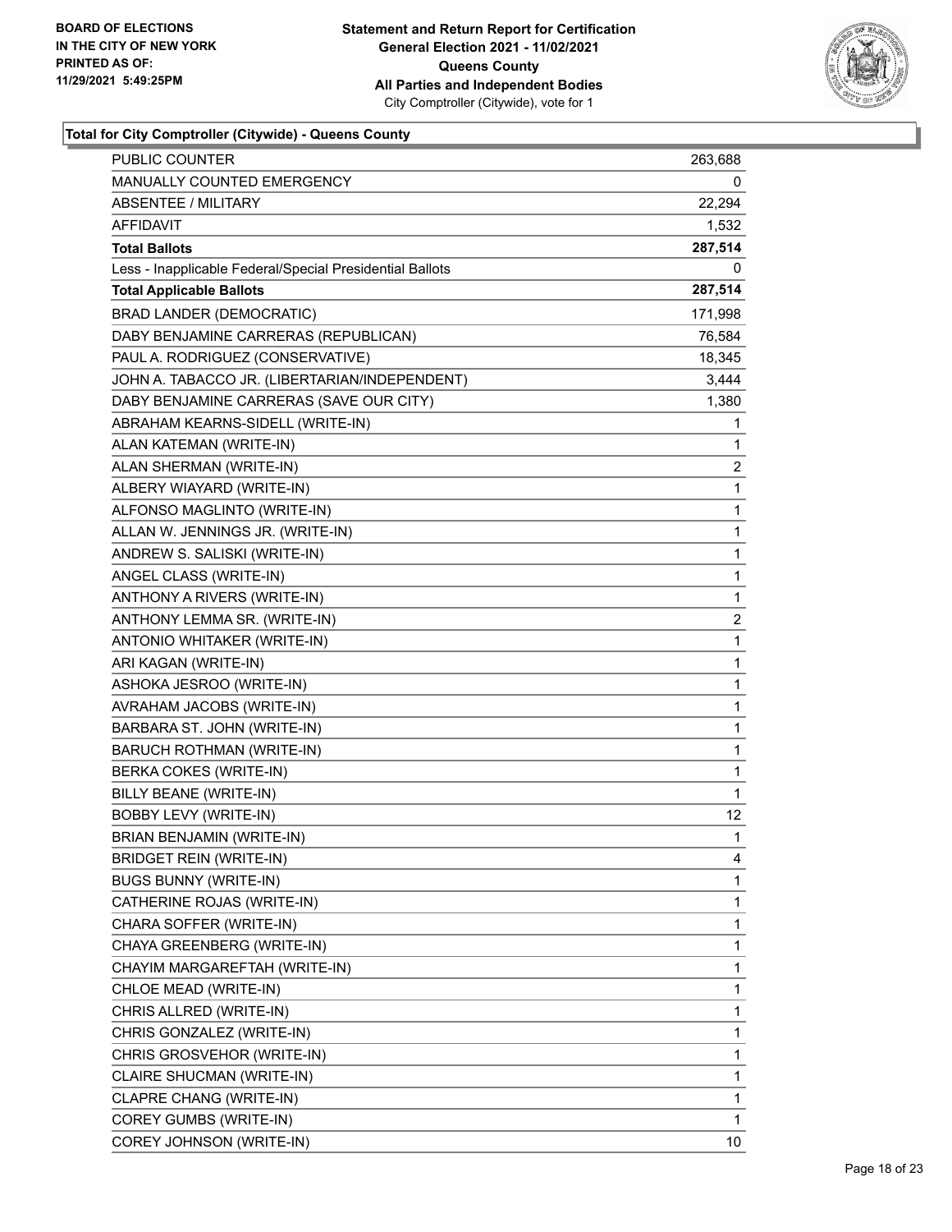BOARD OF ELECTIONS
IN THE CITY OF NEW YORK
PRINTED AS OF:
11/29/2021 5:49:25PM

**Statement and Return Report for Certification**
**General Election 2021 - 11/02/2021**
**Queens County**
**All Parties and Independent Bodies**
City Comptroller (Citywide), vote for 1

### Total for City Comptroller (Citywide) - Queens County

| | |
|---|---|
| PUBLIC COUNTER | 263,688 |
| MANUALLY COUNTED EMERGENCY | 0 |
| ABSENTEE / MILITARY | 22,294 |
| AFFIDAVIT | 1,532 |
| **Total Ballots** | **287,514** |
| Less - Inapplicable Federal/Special Presidential Ballots | 0 |
| **Total Applicable Ballots** | **287,514** |
| BRAD LANDER (DEMOCRATIC) | 171,998 |
| DABY BENJAMINE CARRERAS (REPUBLICAN) | 76,584 |
| PAUL A. RODRIGUEZ (CONSERVATIVE) | 18,345 |
| JOHN A. TABACCO JR. (LIBERTARIAN/INDEPENDENT) | 3,444 |
| DABY BENJAMINE CARRERAS (SAVE OUR CITY) | 1,380 |
| ABRAHAM KEARNS-SIDELL (WRITE-IN) | 1 |
| ALAN KATEMAN (WRITE-IN) | 1 |
| ALAN SHERMAN (WRITE-IN) | 2 |
| ALBERY WIAYARD (WRITE-IN) | 1 |
| ALFONSO MAGLINTO (WRITE-IN) | 1 |
| ALLAN W. JENNINGS JR. (WRITE-IN) | 1 |
| ANDREW S. SALISKI (WRITE-IN) | 1 |
| ANGEL CLASS (WRITE-IN) | 1 |
| ANTHONY A RIVERS (WRITE-IN) | 1 |
| ANTHONY LEMMA SR. (WRITE-IN) | 2 |
| ANTONIO WHITAKER (WRITE-IN) | 1 |
| ARI KAGAN (WRITE-IN) | 1 |
| ASHOKA JESROO (WRITE-IN) | 1 |
| AVRAHAM JACOBS (WRITE-IN) | 1 |
| BARBARA ST. JOHN (WRITE-IN) | 1 |
| BARUCH ROTHMAN (WRITE-IN) | 1 |
| BERKA COKES (WRITE-IN) | 1 |
| BILLY BEANE (WRITE-IN) | 1 |
| BOBBY LEVY (WRITE-IN) | 12 |
| BRIAN BENJAMIN (WRITE-IN) | 1 |
| BRIDGET REIN (WRITE-IN) | 4 |
| BUGS BUNNY (WRITE-IN) | 1 |
| CATHERINE ROJAS (WRITE-IN) | 1 |
| CHARA SOFFER (WRITE-IN) | 1 |
| CHAYA GREENBERG (WRITE-IN) | 1 |
| CHAYIM MARGAREFTAH (WRITE-IN) | 1 |
| CHLOE MEAD (WRITE-IN) | 1 |
| CHRIS ALLRED (WRITE-IN) | 1 |
| CHRIS GONZALEZ (WRITE-IN) | 1 |
| CHRIS GROSVEHOR (WRITE-IN) | 1 |
| CLAIRE SHUCMAN (WRITE-IN) | 1 |
| CLAPRE CHANG (WRITE-IN) | 1 |
| COREY GUMBS (WRITE-IN) | 1 |
| COREY JOHNSON (WRITE-IN) | 10 |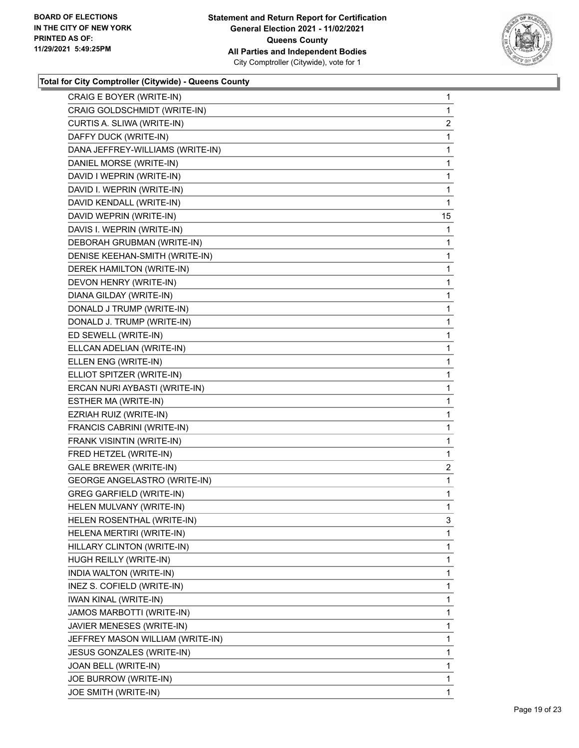**Statement and Return Report for Certification**
**General Election 2021 - 11/02/2021**
**Queens County**
**All Parties and Independent Bodies**
City Comptroller (Citywide), vote for 1

BOARD OF ELECTIONS
IN THE CITY OF NEW YORK
PRINTED AS OF:
11/29/2021 5:49:25PM

**Total for City Comptroller (Citywide) - Queens County**

| | |
|---|---|
| CRAIG E BOYER (WRITE-IN) | 1 |
| CRAIG GOLDSCHMIDT (WRITE-IN) | 1 |
| CURTIS A. SLIWA (WRITE-IN) | 2 |
| DAFFY DUCK (WRITE-IN) | 1 |
| DANA JEFFREY-WILLIAMS (WRITE-IN) | 1 |
| DANIEL MORSE (WRITE-IN) | 1 |
| DAVID I WEPRIN (WRITE-IN) | 1 |
| DAVID I. WEPRIN (WRITE-IN) | 1 |
| DAVID KENDALL (WRITE-IN) | 1 |
| DAVID WEPRIN (WRITE-IN) | 15 |
| DAVIS I. WEPRIN (WRITE-IN) | 1 |
| DEBORAH GRUBMAN (WRITE-IN) | 1 |
| DENISE KEEHAN-SMITH (WRITE-IN) | 1 |
| DEREK HAMILTON (WRITE-IN) | 1 |
| DEVON HENRY (WRITE-IN) | 1 |
| DIANA GILDAY (WRITE-IN) | 1 |
| DONALD J TRUMP (WRITE-IN) | 1 |
| DONALD J. TRUMP (WRITE-IN) | 1 |
| ED SEWELL (WRITE-IN) | 1 |
| ELLCAN ADELIAN (WRITE-IN) | 1 |
| ELLEN ENG (WRITE-IN) | 1 |
| ELLIOT SPITZER (WRITE-IN) | 1 |
| ERCAN NURI AYBASTI (WRITE-IN) | 1 |
| ESTHER MA (WRITE-IN) | 1 |
| EZRIAH RUIZ (WRITE-IN) | 1 |
| FRANCIS CABRINI (WRITE-IN) | 1 |
| FRANK VISINTIN (WRITE-IN) | 1 |
| FRED HETZEL (WRITE-IN) | 1 |
| GALE BREWER (WRITE-IN) | 2 |
| GEORGE ANGELASTRO (WRITE-IN) | 1 |
| GREG GARFIELD (WRITE-IN) | 1 |
| HELEN MULVANY (WRITE-IN) | 1 |
| HELEN ROSENTHAL (WRITE-IN) | 3 |
| HELENA MERTIRI (WRITE-IN) | 1 |
| HILLARY CLINTON (WRITE-IN) | 1 |
| HUGH REILLY (WRITE-IN) | 1 |
| INDIA WALTON (WRITE-IN) | 1 |
| INEZ S. COFIELD (WRITE-IN) | 1 |
| IWAN KINAL (WRITE-IN) | 1 |
| JAMOS MARBOTTI (WRITE-IN) | 1 |
| JAVIER MENESES (WRITE-IN) | 1 |
| JEFFREY MASON WILLIAM (WRITE-IN) | 1 |
| JESUS GONZALES (WRITE-IN) | 1 |
| JOAN BELL (WRITE-IN) | 1 |
| JOE BURROW (WRITE-IN) | 1 |
| JOE SMITH (WRITE-IN) | 1 |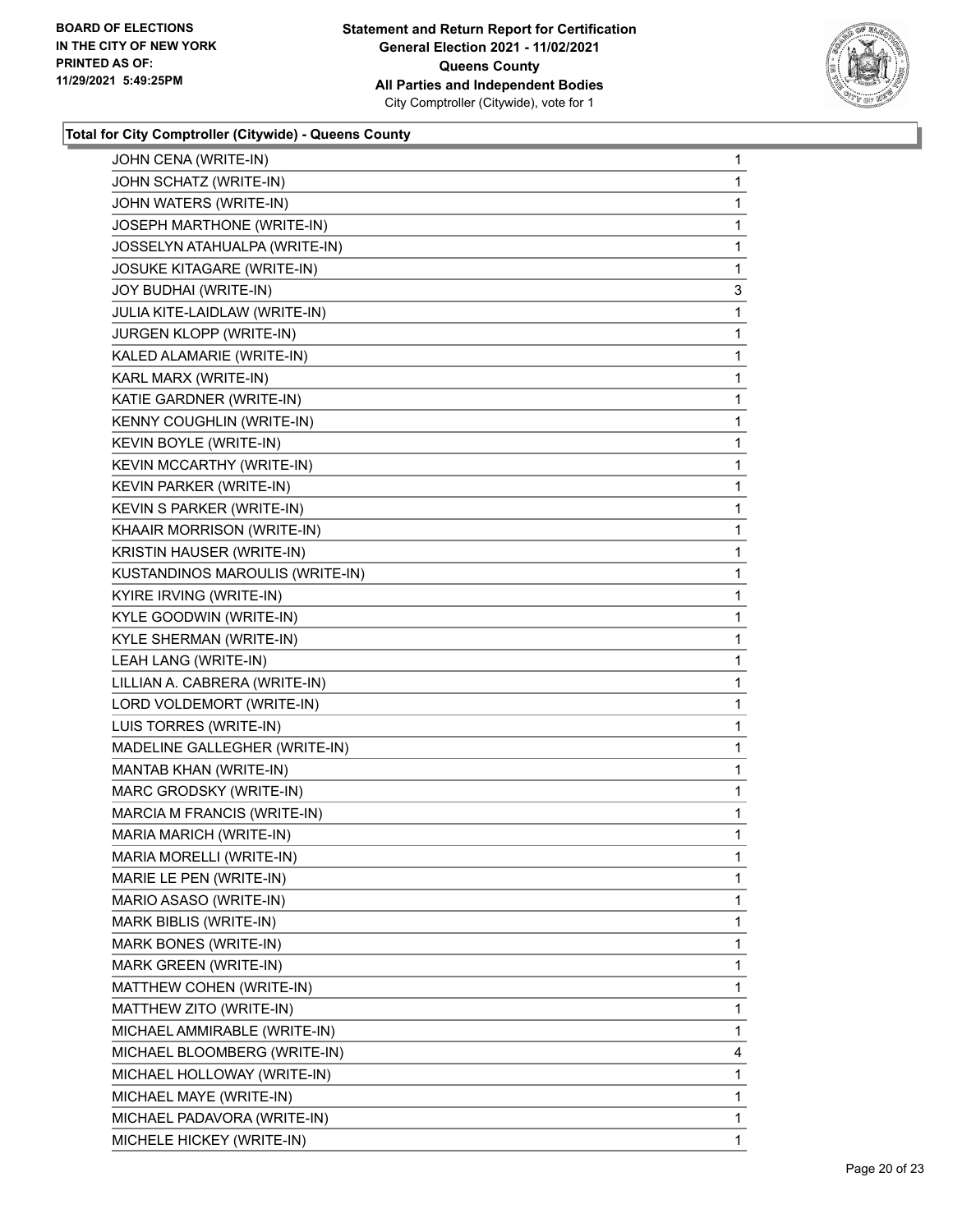BOARD OF ELECTIONS
IN THE CITY OF NEW YORK
PRINTED AS OF:
11/29/2021 5:49:25PM

**Statement and Return Report for Certification**
**General Election 2021 - 11/02/2021**
**Queens County**
**All Parties and Independent Bodies**
City Comptroller (Citywide), vote for 1

### Total for City Comptroller (Citywide) - Queens County

| | |
|---|---|
| JOHN CENA (WRITE-IN) | 1 |
| JOHN SCHATZ (WRITE-IN) | 1 |
| JOHN WATERS (WRITE-IN) | 1 |
| JOSEPH MARTHONE (WRITE-IN) | 1 |
| JOSSELYN ATAHUALPA (WRITE-IN) | 1 |
| JOSUKE KITAGARE (WRITE-IN) | 1 |
| JOY BUDHAI (WRITE-IN) | 3 |
| JULIA KITE-LAIDLAW (WRITE-IN) | 1 |
| JURGEN KLOPP (WRITE-IN) | 1 |
| KALED ALAMARIE (WRITE-IN) | 1 |
| KARL MARX (WRITE-IN) | 1 |
| KATIE GARDNER (WRITE-IN) | 1 |
| KENNY COUGHLIN (WRITE-IN) | 1 |
| KEVIN BOYLE (WRITE-IN) | 1 |
| KEVIN MCCARTHY (WRITE-IN) | 1 |
| KEVIN PARKER (WRITE-IN) | 1 |
| KEVIN S PARKER (WRITE-IN) | 1 |
| KHAAIR MORRISON (WRITE-IN) | 1 |
| KRISTIN HAUSER (WRITE-IN) | 1 |
| KUSTANDINOS MAROULIS (WRITE-IN) | 1 |
| KYIRE IRVING (WRITE-IN) | 1 |
| KYLE GOODWIN (WRITE-IN) | 1 |
| KYLE SHERMAN (WRITE-IN) | 1 |
| LEAH LANG (WRITE-IN) | 1 |
| LILLIAN A. CABRERA (WRITE-IN) | 1 |
| LORD VOLDEMORT (WRITE-IN) | 1 |
| LUIS TORRES (WRITE-IN) | 1 |
| MADELINE GALLEGHER (WRITE-IN) | 1 |
| MANTAB KHAN (WRITE-IN) | 1 |
| MARC GRODSKY (WRITE-IN) | 1 |
| MARCIA M FRANCIS (WRITE-IN) | 1 |
| MARIA MARICH (WRITE-IN) | 1 |
| MARIA MORELLI (WRITE-IN) | 1 |
| MARIE LE PEN (WRITE-IN) | 1 |
| MARIO ASASO (WRITE-IN) | 1 |
| MARK BIBLIS (WRITE-IN) | 1 |
| MARK BONES (WRITE-IN) | 1 |
| MARK GREEN (WRITE-IN) | 1 |
| MATTHEW COHEN (WRITE-IN) | 1 |
| MATTHEW ZITO (WRITE-IN) | 1 |
| MICHAEL AMMIRABLE (WRITE-IN) | 1 |
| MICHAEL BLOOMBERG (WRITE-IN) | 4 |
| MICHAEL HOLLOWAY (WRITE-IN) | 1 |
| MICHAEL MAYE (WRITE-IN) | 1 |
| MICHAEL PADAVORA (WRITE-IN) | 1 |
| MICHELE HICKEY (WRITE-IN) | 1 |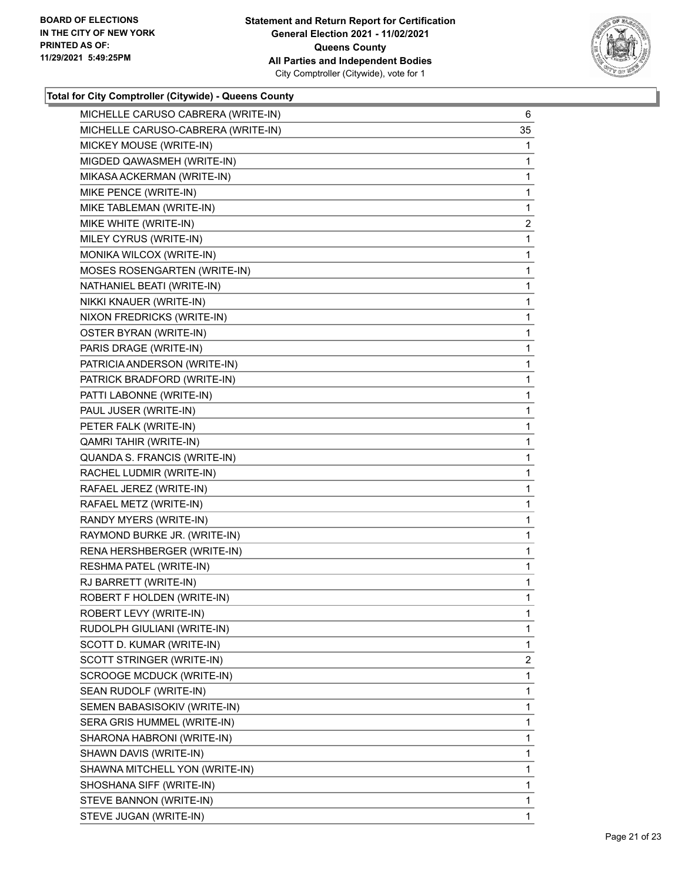**Total for City Comptroller (Citywide) - Queens County**

| | |
|---|---|
| MICHELLE CARUSO CABRERA (WRITE-IN) | 6 |
| MICHELLE CARUSO-CABRERA (WRITE-IN) | 35 |
| MICKEY MOUSE (WRITE-IN) | 1 |
| MIGDED QAWASMEH (WRITE-IN) | 1 |
| MIKASA ACKERMAN (WRITE-IN) | 1 |
| MIKE PENCE (WRITE-IN) | 1 |
| MIKE TABLEMAN (WRITE-IN) | 1 |
| MIKE WHITE (WRITE-IN) | 2 |
| MILEY CYRUS (WRITE-IN) | 1 |
| MONIKA WILCOX (WRITE-IN) | 1 |
| MOSES ROSENGARTEN (WRITE-IN) | 1 |
| NATHANIEL BEATI (WRITE-IN) | 1 |
| NIKKI KNAUER (WRITE-IN) | 1 |
| NIXON FREDRICKS (WRITE-IN) | 1 |
| OSTER BYRAN (WRITE-IN) | 1 |
| PARIS DRAGE (WRITE-IN) | 1 |
| PATRICIA ANDERSON (WRITE-IN) | 1 |
| PATRICK BRADFORD (WRITE-IN) | 1 |
| PATTI LABONNE (WRITE-IN) | 1 |
| PAUL JUSER (WRITE-IN) | 1 |
| PETER FALK (WRITE-IN) | 1 |
| QAMRI TAHIR (WRITE-IN) | 1 |
| QUANDA S. FRANCIS (WRITE-IN) | 1 |
| RACHEL LUDMIR (WRITE-IN) | 1 |
| RAFAEL JEREZ (WRITE-IN) | 1 |
| RAFAEL METZ (WRITE-IN) | 1 |
| RANDY MYERS (WRITE-IN) | 1 |
| RAYMOND BURKE JR. (WRITE-IN) | 1 |
| RENA HERSHBERGER (WRITE-IN) | 1 |
| RESHMA PATEL (WRITE-IN) | 1 |
| RJ BARRETT (WRITE-IN) | 1 |
| ROBERT F HOLDEN (WRITE-IN) | 1 |
| ROBERT LEVY (WRITE-IN) | 1 |
| RUDOLPH GIULIANI (WRITE-IN) | 1 |
| SCOTT D. KUMAR (WRITE-IN) | 1 |
| SCOTT STRINGER (WRITE-IN) | 2 |
| SCROOGE MCDUCK (WRITE-IN) | 1 |
| SEAN RUDOLF (WRITE-IN) | 1 |
| SEMEN BABASISOKIV (WRITE-IN) | 1 |
| SERA GRIS HUMMEL (WRITE-IN) | 1 |
| SHARONA HABRONI (WRITE-IN) | 1 |
| SHAWN DAVIS (WRITE-IN) | 1 |
| SHAWNA MITCHELL YON (WRITE-IN) | 1 |
| SHOSHANA SIFF (WRITE-IN) | 1 |
| STEVE BANNON (WRITE-IN) | 1 |
| STEVE JUGAN (WRITE-IN) | 1 |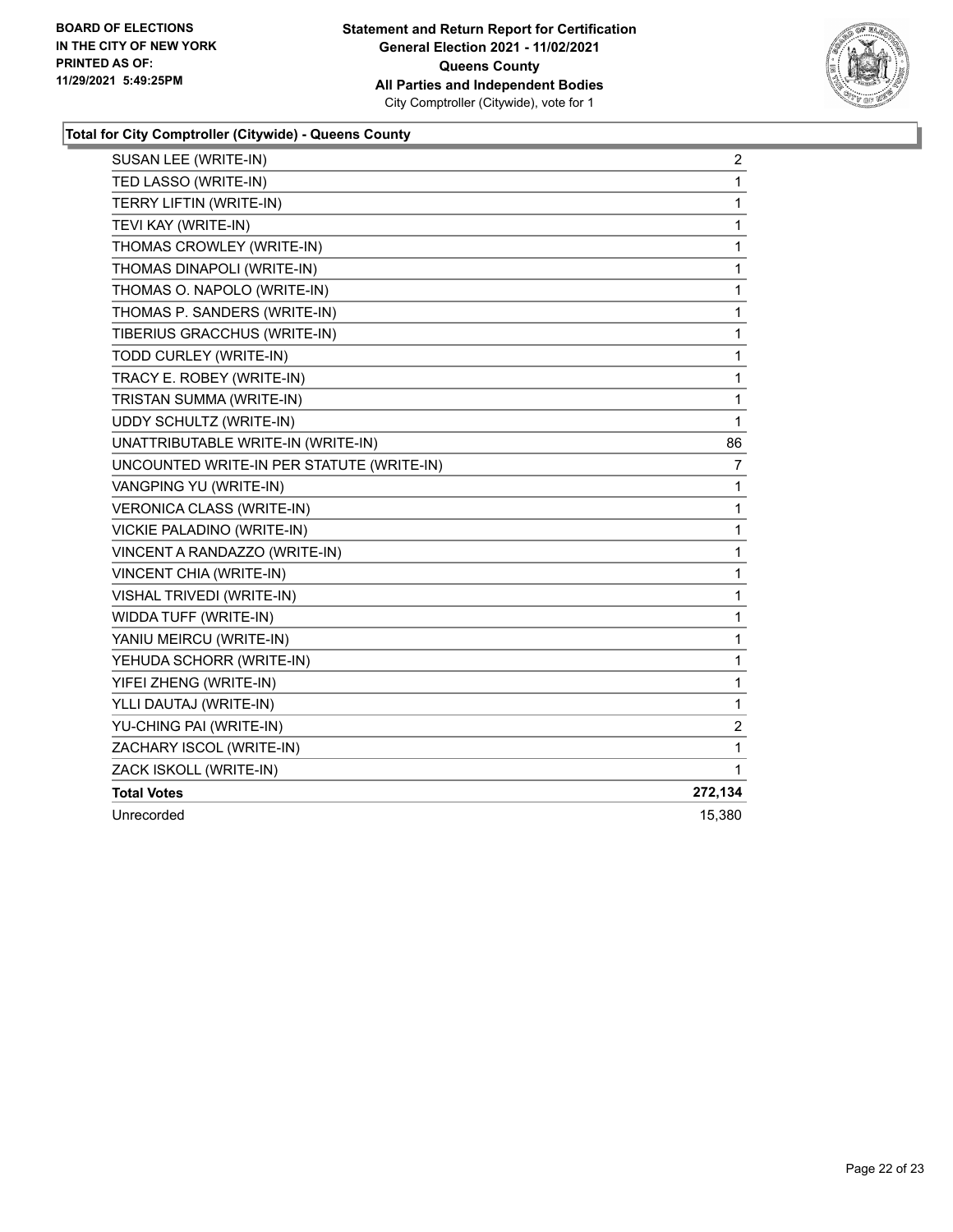**BOARD OF ELECTIONS IN THE CITY OF NEW YORK PRINTED AS OF: 11/29/2021 5:49:25PM**

**Statement and Return Report for Certification General Election 2021 - 11/02/2021 Queens County All Parties and Independent Bodies**
City Comptroller (Citywide), vote for 1

### Total for City Comptroller (Citywide) - Queens County

| | |
|---|---|
| SUSAN LEE (WRITE-IN) | 2 |
| TED LASSO (WRITE-IN) | 1 |
| TERRY LIFTIN (WRITE-IN) | 1 |
| TEVI KAY (WRITE-IN) | 1 |
| THOMAS CROWLEY (WRITE-IN) | 1 |
| THOMAS DINAPOLI (WRITE-IN) | 1 |
| THOMAS O. NAPOLO (WRITE-IN) | 1 |
| THOMAS P. SANDERS (WRITE-IN) | 1 |
| TIBERIUS GRACCHUS (WRITE-IN) | 1 |
| TODD CURLEY (WRITE-IN) | 1 |
| TRACY E. ROBEY (WRITE-IN) | 1 |
| TRISTAN SUMMA (WRITE-IN) | 1 |
| UDDY SCHULTZ (WRITE-IN) | 1 |
| UNATTRIBUTABLE WRITE-IN (WRITE-IN) | 86 |
| UNCOUNTED WRITE-IN PER STATUTE (WRITE-IN) | 7 |
| VANGPING YU (WRITE-IN) | 1 |
| VERONICA CLASS (WRITE-IN) | 1 |
| VICKIE PALADINO (WRITE-IN) | 1 |
| VINCENT A RANDAZZO (WRITE-IN) | 1 |
| VINCENT CHIA (WRITE-IN) | 1 |
| VISHAL TRIVEDI (WRITE-IN) | 1 |
| WIDDA TUFF (WRITE-IN) | 1 |
| YANIU MEIRCU (WRITE-IN) | 1 |
| YEHUDA SCHORR (WRITE-IN) | 1 |
| YIFEI ZHENG (WRITE-IN) | 1 |
| YLLI DAUTAJ (WRITE-IN) | 1 |
| YU-CHING PAI (WRITE-IN) | 2 |
| ZACHARY ISCOL (WRITE-IN) | 1 |
| ZACK ISKOLL (WRITE-IN) | 1 |
| **Total Votes** | **272,134** |
| Unrecorded | 15,380 |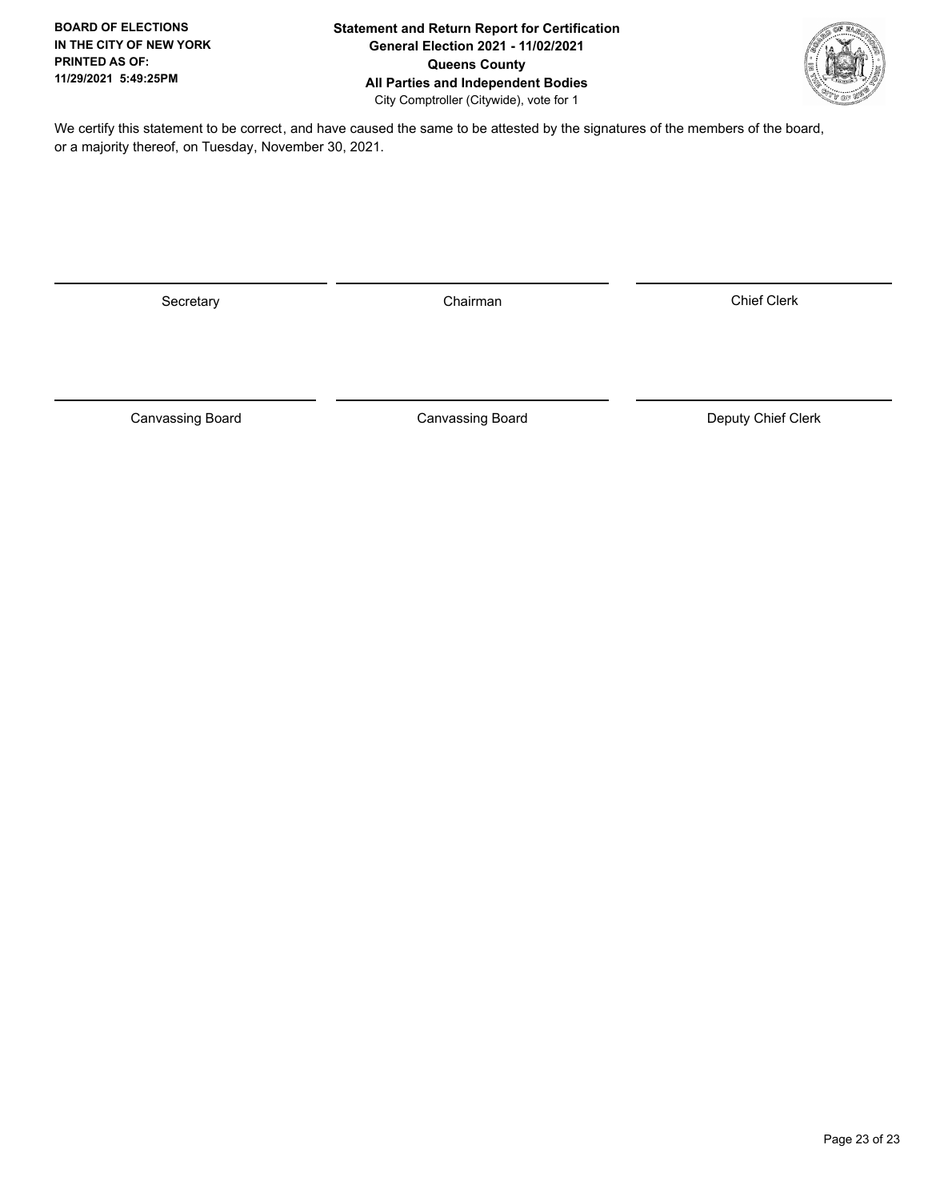We certify this statement to be correct, and have caused the same to be attested by the signatures of the members of the board, or a majority thereof, on Tuesday, November 30, 2021.

| | | |
|---|---|---|
| Secretary | Chairman | Chief Clerk |
| Canvassing Board | Canvassing Board | Deputy Chief Clerk |